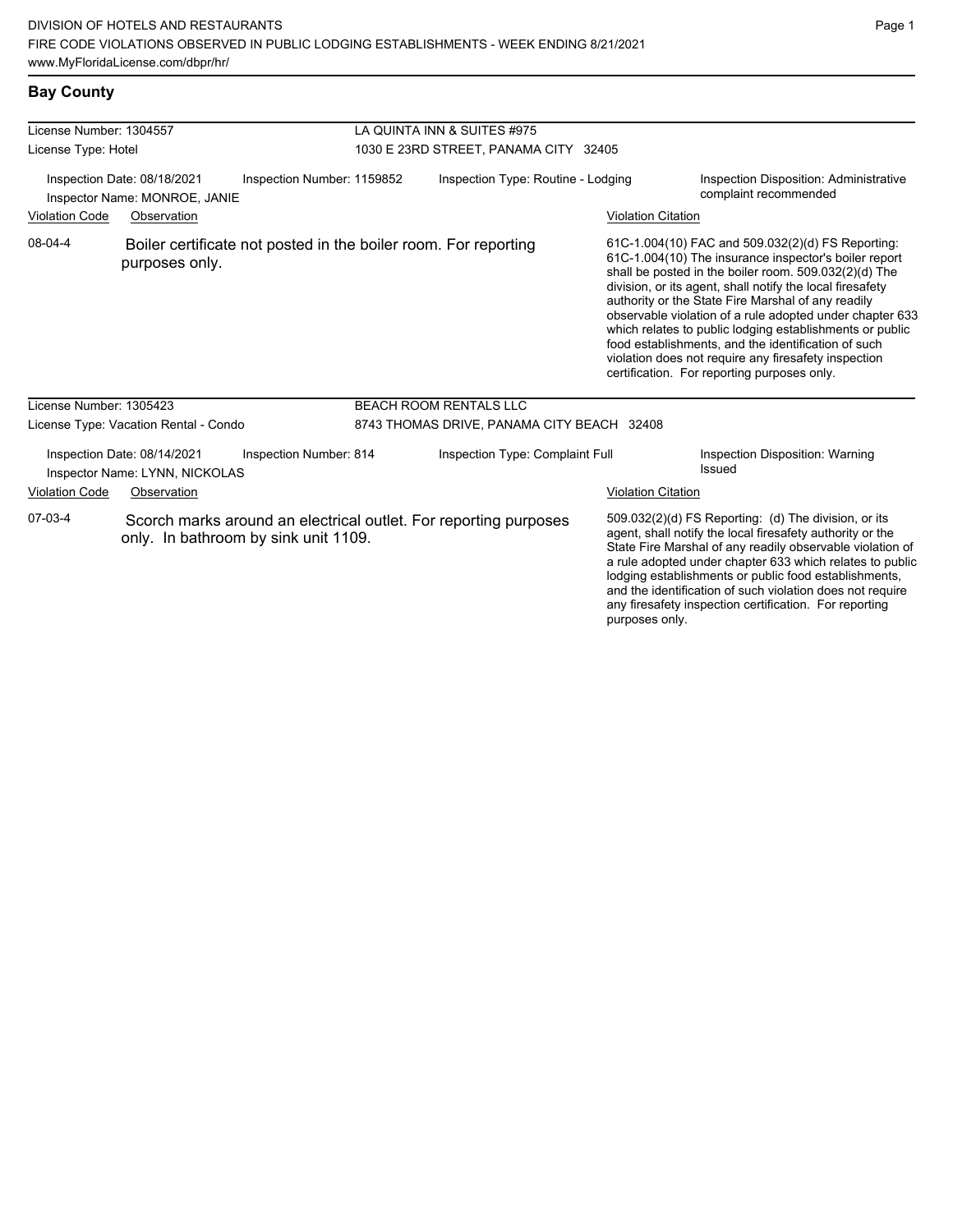DIVISION OF HOTELS AND RESTAURANTS
FIRE CODE VIOLATIONS OBSERVED IN PUBLIC LODGING ESTABLISHMENTS - WEEK ENDING 8/21/2021
www.MyFloridaLicense.com/dbpr/hr/

## Bay County

**License Number:** 1304557 — **LA QUINTA INN & SUITES #975**
**License Type:** Hotel — 1030 E 23RD STREET, PANAMA CITY 32405

Inspection Date: 08/18/2021 | Inspection Number: 1159852 | Inspection Type: Routine - Lodging | Inspection Disposition: Administrative complaint recommended
Inspector Name: MONROE, JANIE

| Violation Code | Observation | Violation Citation |
|---|---|---|
| 08-04-4 | Boiler certificate not posted in the boiler room. For reporting purposes only. | 61C-1.004(10) FAC and 509.032(2)(d) FS Reporting: 61C-1.004(10) The insurance inspector's boiler report shall be posted in the boiler room. 509.032(2)(d) The division, or its agent, shall notify the local firesafety authority or the State Fire Marshal of any readily observable violation of a rule adopted under chapter 633 which relates to public lodging establishments or public food establishments, and the identification of such violation does not require any firesafety inspection certification. For reporting purposes only. |

**License Number:** 1305423 — **BEACH ROOM RENTALS LLC**
**License Type:** Vacation Rental - Condo — 8743 THOMAS DRIVE, PANAMA CITY BEACH 32408

Inspection Date: 08/14/2021 | Inspection Number: 814 | Inspection Type: Complaint Full | Inspection Disposition: Warning Issued
Inspector Name: LYNN, NICKOLAS

| Violation Code | Observation | Violation Citation |
|---|---|---|
| 07-03-4 | Scorch marks around an electrical outlet. For reporting purposes only. In bathroom by sink unit 1109. | 509.032(2)(d) FS Reporting: (d) The division, or its agent, shall notify the local firesafety authority or the State Fire Marshal of any readily observable violation of a rule adopted under chapter 633 which relates to public lodging establishments or public food establishments, and the identification of such violation does not require any firesafety inspection certification. For reporting purposes only. |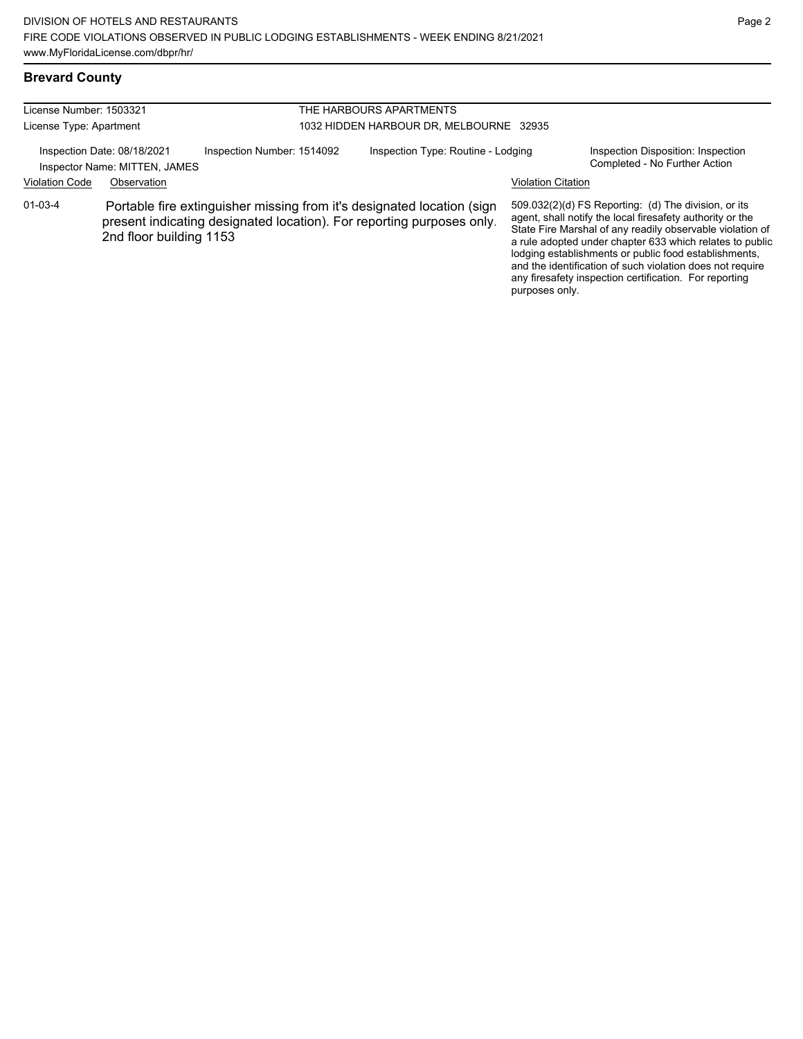## Brevard County

License Number: 1503321
License Type: Apartment

THE HARBOURS APARTMENTS
1032 HIDDEN HARBOUR DR, MELBOURNE 32935

Inspection Date: 08/18/2021
Inspector Name: MITTEN, JAMES

Inspection Number: 1514092

Inspection Type: Routine - Lodging

Inspection Disposition: Inspection Completed - No Further Action

| Violation Code | Observation | Violation Citation |
| --- | --- | --- |
| 01-03-4 | Portable fire extinguisher missing from it's designated location (sign present indicating designated location). For reporting purposes only. 2nd floor building 1153 | 509.032(2)(d) FS Reporting: (d) The division, or its agent, shall notify the local firesafety authority or the State Fire Marshal of any readily observable violation of a rule adopted under chapter 633 which relates to public lodging establishments or public food establishments, and the identification of such violation does not require any firesafety inspection certification. For reporting purposes only. |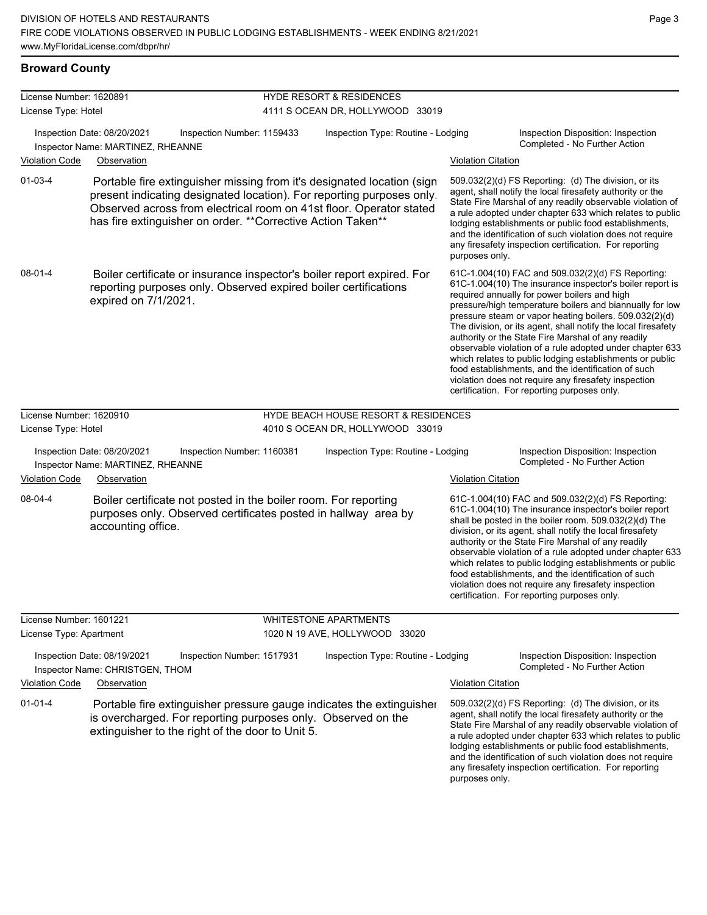## Broward County

**License Number:** 1620891 — **HYDE RESORT & RESIDENCES**
**License Type:** Hotel — 4111 S OCEAN DR, HOLLYWOOD 33019

Inspection Date: 08/20/2021 | Inspection Number: 1159433 | Inspection Type: Routine - Lodging | Inspection Disposition: Inspection Completed - No Further Action
Inspector Name: MARTINEZ, RHEANNE

| Violation Code | Observation | Violation Citation |
|---|---|---|
| 01-03-4 | Portable fire extinguisher missing from it's designated location (sign present indicating designated location). For reporting purposes only. Observed across from electrical room on 41st floor. Operator stated has fire extinguisher on order. **Corrective Action Taken** | 509.032(2)(d) FS Reporting: (d) The division, or its agent, shall notify the local firesafety authority or the State Fire Marshal of any readily observable violation of a rule adopted under chapter 633 which relates to public lodging establishments or public food establishments, and the identification of such violation does not require any firesafety inspection certification. For reporting purposes only. |
| 08-01-4 | Boiler certificate or insurance inspector's boiler report expired. For reporting purposes only. Observed expired boiler certifications expired on 7/1/2021. | 61C-1.004(10) FAC and 509.032(2)(d) FS Reporting: 61C-1.004(10) The insurance inspector's boiler report is required annually for power boilers and high pressure/high temperature boilers and biannually for low pressure steam or vapor heating boilers. 509.032(2)(d) The division, or its agent, shall notify the local firesafety authority or the State Fire Marshal of any readily observable violation of a rule adopted under chapter 633 which relates to public lodging establishments or public food establishments, and the identification of such violation does not require any firesafety inspection certification. For reporting purposes only. |

**License Number:** 1620910 — **HYDE BEACH HOUSE RESORT & RESIDENCES**
**License Type:** Hotel — 4010 S OCEAN DR, HOLLYWOOD 33019

Inspection Date: 08/20/2021 | Inspection Number: 1160381 | Inspection Type: Routine - Lodging | Inspection Disposition: Inspection Completed - No Further Action
Inspector Name: MARTINEZ, RHEANNE

| Violation Code | Observation | Violation Citation |
|---|---|---|
| 08-04-4 | Boiler certificate not posted in the boiler room. For reporting purposes only. Observed certificates posted in hallway area by accounting office. | 61C-1.004(10) FAC and 509.032(2)(d) FS Reporting: 61C-1.004(10) The insurance inspector's boiler report shall be posted in the boiler room. 509.032(2)(d) The division, or its agent, shall notify the local firesafety authority or the State Fire Marshal of any readily observable violation of a rule adopted under chapter 633 which relates to public lodging establishments or public food establishments, and the identification of such violation does not require any firesafety inspection certification. For reporting purposes only. |

**License Number:** 1601221 — **WHITESTONE APARTMENTS**
**License Type:** Apartment — 1020 N 19 AVE, HOLLYWOOD 33020

Inspection Date: 08/19/2021 | Inspection Number: 1517931 | Inspection Type: Routine - Lodging | Inspection Disposition: Inspection Completed - No Further Action
Inspector Name: CHRISTGEN, THOM

| Violation Code | Observation | Violation Citation |
|---|---|---|
| 01-01-4 | Portable fire extinguisher pressure gauge indicates the extinguisher is overcharged. For reporting purposes only. Observed on the extinguisher to the right of the door to Unit 5. | 509.032(2)(d) FS Reporting: (d) The division, or its agent, shall notify the local firesafety authority or the State Fire Marshal of any readily observable violation of a rule adopted under chapter 633 which relates to public lodging establishments or public food establishments, and the identification of such violation does not require any firesafety inspection certification. For reporting purposes only. |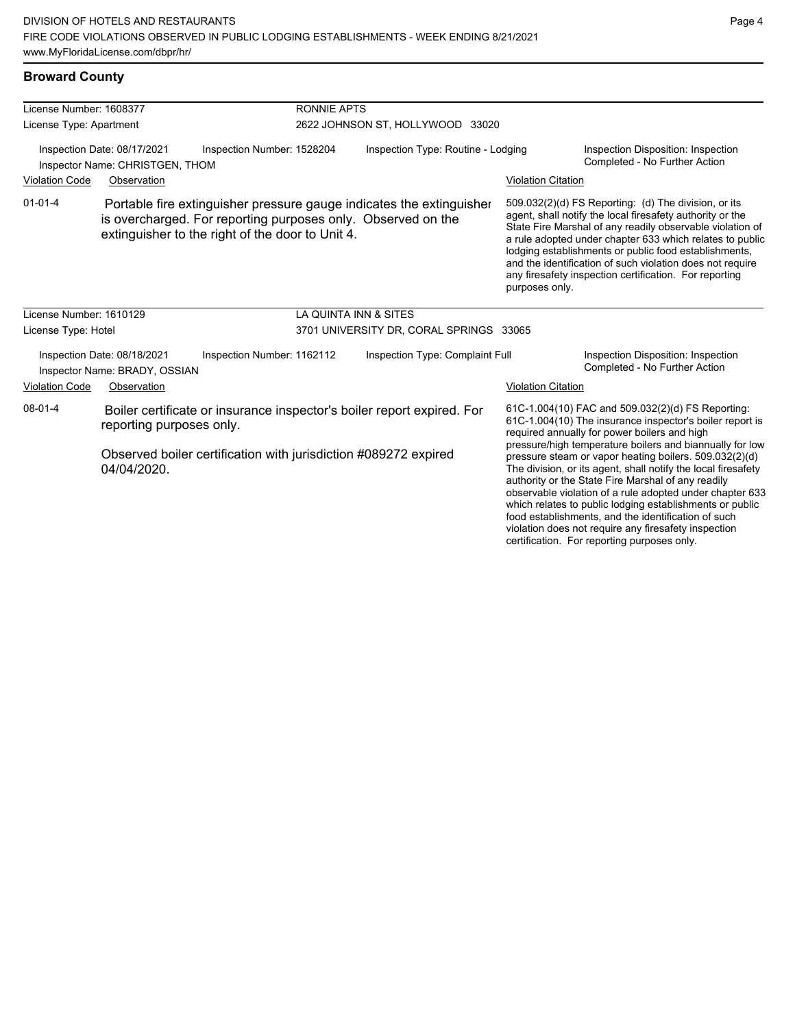## Broward County

| License Number: 1608377 | RONNIE APTS |
|---|---|
| License Type: Apartment | 2622 JOHNSON ST, HOLLYWOOD 33020 |

Inspection Date: 08/17/2021 | Inspection Number: 1528204 | Inspection Type: Routine - Lodging | Inspection Disposition: Inspection Completed - No Further Action

Inspector Name: CHRISTGEN, THOM

| Violation Code | Observation | Violation Citation |
|---|---|---|
| 01-01-4 | Portable fire extinguisher pressure gauge indicates the extinguisher is overcharged. For reporting purposes only. Observed on the extinguisher to the right of the door to Unit 4. | 509.032(2)(d) FS Reporting: (d) The division, or its agent, shall notify the local firesafety authority or the State Fire Marshal of any readily observable violation of a rule adopted under chapter 633 which relates to public lodging establishments or public food establishments, and the identification of such violation does not require any firesafety inspection certification. For reporting purposes only. |

| License Number: 1610129 | LA QUINTA INN & SITES |
|---|---|
| License Type: Hotel | 3701 UNIVERSITY DR, CORAL SPRINGS 33065 |

Inspection Date: 08/18/2021 | Inspection Number: 1162112 | Inspection Type: Complaint Full | Inspection Disposition: Inspection Completed - No Further Action

Inspector Name: BRADY, OSSIAN

| Violation Code | Observation | Violation Citation |
|---|---|---|
| 08-01-4 | Boiler certificate or insurance inspector's boiler report expired. For reporting purposes only.<br><br>Observed boiler certification with jurisdiction #089272 expired 04/04/2020. | 61C-1.004(10) FAC and 509.032(2)(d) FS Reporting: 61C-1.004(10) The insurance inspector's boiler report is required annually for power boilers and high pressure/high temperature boilers and biannually for low pressure steam or vapor heating boilers. 509.032(2)(d) The division, or its agent, shall notify the local firesafety authority or the State Fire Marshal of any readily observable violation of a rule adopted under chapter 633 which relates to public lodging establishments or public food establishments, and the identification of such violation does not require any firesafety inspection certification. For reporting purposes only. |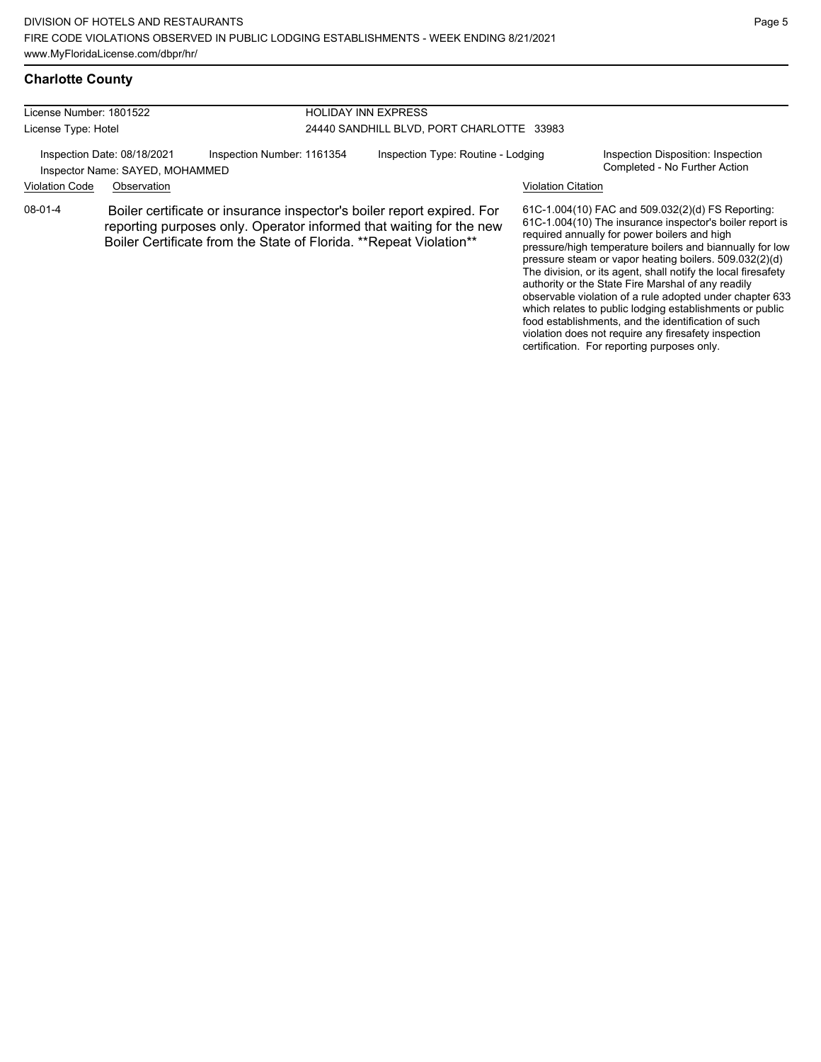## Charlotte County

License Number: 1801522
License Type: Hotel

HOLIDAY INN EXPRESS
24440 SANDHILL BLVD, PORT CHARLOTTE 33983

Inspection Date: 08/18/2021
Inspector Name: SAYED, MOHAMMED
Inspection Number: 1161354
Inspection Type: Routine - Lodging
Inspection Disposition: Inspection Completed - No Further Action

| Violation Code | Observation | Violation Citation |
|---|---|---|
| 08-01-4 | Boiler certificate or insurance inspector's boiler report expired. For reporting purposes only. Operator informed that waiting for the new Boiler Certificate from the State of Florida. **Repeat Violation** | 61C-1.004(10) FAC and 509.032(2)(d) FS Reporting: 61C-1.004(10) The insurance inspector's boiler report is required annually for power boilers and high pressure/high temperature boilers and biannually for low pressure steam or vapor heating boilers. 509.032(2)(d) The division, or its agent, shall notify the local firesafety authority or the State Fire Marshal of any readily observable violation of a rule adopted under chapter 633 which relates to public lodging establishments or public food establishments, and the identification of such violation does not require any firesafety inspection certification. For reporting purposes only. |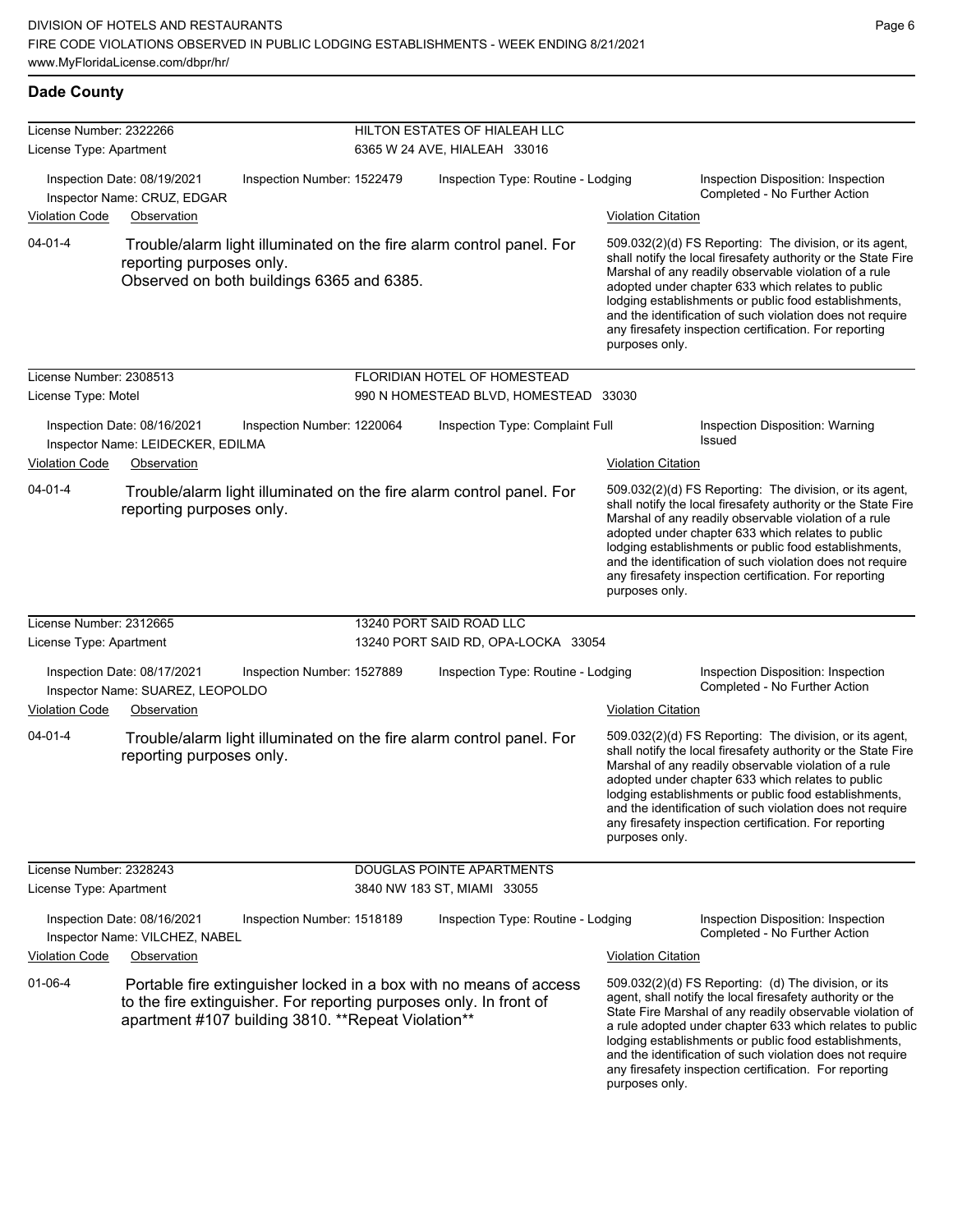**Dade County**

| License Number: 2322266 | HILTON ESTATES OF HIALEAH LLC |
|---|---|
| License Type: Apartment | 6365 W 24 AVE, HIALEAH 33016 |

Inspection Date: 08/19/2021 | Inspection Number: 1522479 | Inspection Type: Routine - Lodging | Inspection Disposition: Inspection Completed - No Further Action
Inspector Name: CRUZ, EDGAR

| Violation Code | Observation | Violation Citation |
|---|---|---|
| 04-01-4 | Trouble/alarm light illuminated on the fire alarm control panel. For reporting purposes only. Observed on both buildings 6365 and 6385. | 509.032(2)(d) FS Reporting: The division, or its agent, shall notify the local firesafety authority or the State Fire Marshal of any readily observable violation of a rule adopted under chapter 633 which relates to public lodging establishments or public food establishments, and the identification of such violation does not require any firesafety inspection certification. For reporting purposes only. |

| License Number: 2308513 | FLORIDIAN HOTEL OF HOMESTEAD |
|---|---|
| License Type: Motel | 990 N HOMESTEAD BLVD, HOMESTEAD 33030 |

Inspection Date: 08/16/2021 | Inspection Number: 1220064 | Inspection Type: Complaint Full | Inspection Disposition: Warning Issued
Inspector Name: LEIDECKER, EDILMA

| Violation Code | Observation | Violation Citation |
|---|---|---|
| 04-01-4 | Trouble/alarm light illuminated on the fire alarm control panel. For reporting purposes only. | 509.032(2)(d) FS Reporting: The division, or its agent, shall notify the local firesafety authority or the State Fire Marshal of any readily observable violation of a rule adopted under chapter 633 which relates to public lodging establishments or public food establishments, and the identification of such violation does not require any firesafety inspection certification. For reporting purposes only. |

| License Number: 2312665 | 13240 PORT SAID ROAD LLC |
|---|---|
| License Type: Apartment | 13240 PORT SAID RD, OPA-LOCKA 33054 |

Inspection Date: 08/17/2021 | Inspection Number: 1527889 | Inspection Type: Routine - Lodging | Inspection Disposition: Inspection Completed - No Further Action
Inspector Name: SUAREZ, LEOPOLDO

| Violation Code | Observation | Violation Citation |
|---|---|---|
| 04-01-4 | Trouble/alarm light illuminated on the fire alarm control panel. For reporting purposes only. | 509.032(2)(d) FS Reporting: The division, or its agent, shall notify the local firesafety authority or the State Fire Marshal of any readily observable violation of a rule adopted under chapter 633 which relates to public lodging establishments or public food establishments, and the identification of such violation does not require any firesafety inspection certification. For reporting purposes only. |

| License Number: 2328243 | DOUGLAS POINTE APARTMENTS |
|---|---|
| License Type: Apartment | 3840 NW 183 ST, MIAMI 33055 |

Inspection Date: 08/16/2021 | Inspection Number: 1518189 | Inspection Type: Routine - Lodging | Inspection Disposition: Inspection Completed - No Further Action
Inspector Name: VILCHEZ, NABEL

| Violation Code | Observation | Violation Citation |
|---|---|---|
| 01-06-4 | Portable fire extinguisher locked in a box with no means of access to the fire extinguisher. For reporting purposes only. In front of apartment #107 building 3810. **Repeat Violation** | 509.032(2)(d) FS Reporting: (d) The division, or its agent, shall notify the local firesafety authority or the State Fire Marshal of any readily observable violation of a rule adopted under chapter 633 which relates to public lodging establishments or public food establishments, and the identification of such violation does not require any firesafety inspection certification. For reporting purposes only. |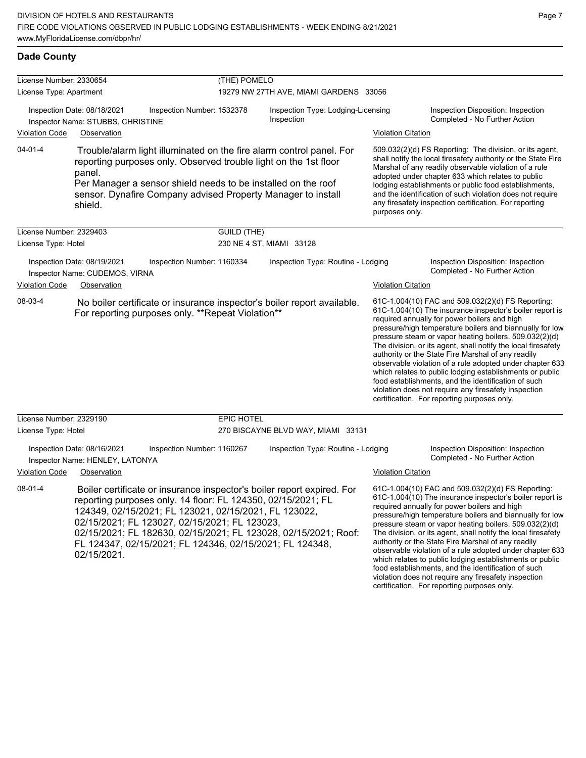## Dade County

**License Number:** 2330654 — **(THE) POMELO**
**License Type:** Apartment — 19279 NW 27TH AVE, MIAMI GARDENS 33056

Inspection Date: 08/18/2021 | Inspection Number: 1532378 | Inspection Type: Lodging-Licensing Inspection | Inspection Disposition: Inspection Completed - No Further Action
Inspector Name: STUBBS, CHRISTINE

| Violation Code | Observation | Violation Citation |
| --- | --- | --- |
| 04-01-4 | Trouble/alarm light illuminated on the fire alarm control panel. For reporting purposes only. Observed trouble light on the 1st floor panel. Per Manager a sensor shield needs to be installed on the roof sensor. Dynafire Company advised Property Manager to install shield. | 509.032(2)(d) FS Reporting: The division, or its agent, shall notify the local firesafety authority or the State Fire Marshal of any readily observable violation of a rule adopted under chapter 633 which relates to public lodging establishments or public food establishments, and the identification of such violation does not require any firesafety inspection certification. For reporting purposes only. |

**License Number:** 2329403 — **GUILD (THE)**
**License Type:** Hotel — 230 NE 4 ST, MIAMI 33128

Inspection Date: 08/19/2021 | Inspection Number: 1160334 | Inspection Type: Routine - Lodging | Inspection Disposition: Inspection Completed - No Further Action
Inspector Name: CUDEMOS, VIRNA

| Violation Code | Observation | Violation Citation |
| --- | --- | --- |
| 08-03-4 | No boiler certificate or insurance inspector's boiler report available. For reporting purposes only. **Repeat Violation** | 61C-1.004(10) FAC and 509.032(2)(d) FS Reporting: 61C-1.004(10) The insurance inspector's boiler report is required annually for power boilers and high pressure/high temperature boilers and biannually for low pressure steam or vapor heating boilers. 509.032(2)(d) The division, or its agent, shall notify the local firesafety authority or the State Fire Marshal of any readily observable violation of a rule adopted under chapter 633 which relates to public lodging establishments or public food establishments, and the identification of such violation does not require any firesafety inspection certification. For reporting purposes only. |

**License Number:** 2329190 — **EPIC HOTEL**
**License Type:** Hotel — 270 BISCAYNE BLVD WAY, MIAMI 33131

Inspection Date: 08/16/2021 | Inspection Number: 1160267 | Inspection Type: Routine - Lodging | Inspection Disposition: Inspection Completed - No Further Action
Inspector Name: HENLEY, LATONYA

| Violation Code | Observation | Violation Citation |
| --- | --- | --- |
| 08-01-4 | Boiler certificate or insurance inspector's boiler report expired. For reporting purposes only. 14 floor: FL 124350, 02/15/2021; FL 124349, 02/15/2021; FL 123021, 02/15/2021, FL 123022, 02/15/2021; FL 123027, 02/15/2021; FL 123023, 02/15/2021; FL 182630, 02/15/2021; FL 123028, 02/15/2021; Roof: FL 124347, 02/15/2021; FL 124346, 02/15/2021; FL 124348, 02/15/2021. | 61C-1.004(10) FAC and 509.032(2)(d) FS Reporting: 61C-1.004(10) The insurance inspector's boiler report is required annually for power boilers and high pressure/high temperature boilers and biannually for low pressure steam or vapor heating boilers. 509.032(2)(d) The division, or its agent, shall notify the local firesafety authority or the State Fire Marshal of any readily observable violation of a rule adopted under chapter 633 which relates to public lodging establishments or public food establishments, and the identification of such violation does not require any firesafety inspection certification. For reporting purposes only. |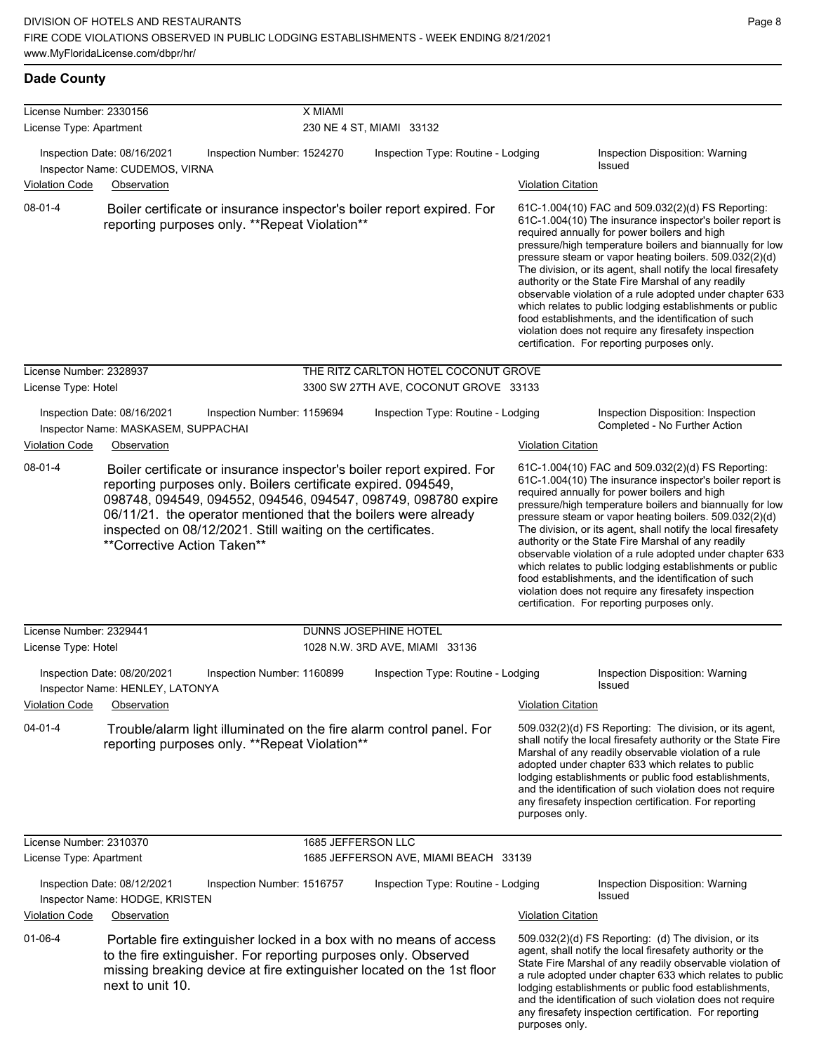## Dade County

**License Number:** 2330156 — **X MIAMI**
**License Type:** Apartment — 230 NE 4 ST, MIAMI 33132

Inspection Date: 08/16/2021 | Inspection Number: 1524270 | Inspection Type: Routine - Lodging | Inspection Disposition: Warning Issued
Inspector Name: CUDEMOS, VIRNA

| Violation Code | Observation | Violation Citation |
|---|---|---|
| 08-01-4 | Boiler certificate or insurance inspector's boiler report expired. For reporting purposes only. **Repeat Violation** | 61C-1.004(10) FAC and 509.032(2)(d) FS Reporting: 61C-1.004(10) The insurance inspector's boiler report is required annually for power boilers and high pressure/high temperature boilers and biannually for low pressure steam or vapor heating boilers. 509.032(2)(d) The division, or its agent, shall notify the local firesafety authority or the State Fire Marshal of any readily observable violation of a rule adopted under chapter 633 which relates to public lodging establishments or public food establishments, and the identification of such violation does not require any firesafety inspection certification. For reporting purposes only. |

---

**License Number:** 2328937 — **THE RITZ CARLTON HOTEL COCONUT GROVE**
**License Type:** Hotel — 3300 SW 27TH AVE, COCONUT GROVE 33133

Inspection Date: 08/16/2021 | Inspection Number: 1159694 | Inspection Type: Routine - Lodging | Inspection Disposition: Inspection Completed - No Further Action
Inspector Name: MASKASEM, SUPPACHAI

| Violation Code | Observation | Violation Citation |
|---|---|---|
| 08-01-4 | Boiler certificate or insurance inspector's boiler report expired. For reporting purposes only. Boilers certificate expired. 094549, 098748, 094549, 094552, 094546, 094547, 098749, 098780 expire 06/11/21. the operator mentioned that the boilers were already inspected on 08/12/2021. Still waiting on the certificates. **Corrective Action Taken** | 61C-1.004(10) FAC and 509.032(2)(d) FS Reporting: 61C-1.004(10) The insurance inspector's boiler report is required annually for power boilers and high pressure/high temperature boilers and biannually for low pressure steam or vapor heating boilers. 509.032(2)(d) The division, or its agent, shall notify the local firesafety authority or the State Fire Marshal of any readily observable violation of a rule adopted under chapter 633 which relates to public lodging establishments or public food establishments, and the identification of such violation does not require any firesafety inspection certification. For reporting purposes only. |

---

**License Number:** 2329441 — **DUNNS JOSEPHINE HOTEL**
**License Type:** Hotel — 1028 N.W. 3RD AVE, MIAMI 33136

Inspection Date: 08/20/2021 | Inspection Number: 1160899 | Inspection Type: Routine - Lodging | Inspection Disposition: Warning Issued
Inspector Name: HENLEY, LATONYA

| Violation Code | Observation | Violation Citation |
|---|---|---|
| 04-01-4 | Trouble/alarm light illuminated on the fire alarm control panel. For reporting purposes only. **Repeat Violation** | 509.032(2)(d) FS Reporting: The division, or its agent, shall notify the local firesafety authority or the State Fire Marshal of any readily observable violation of a rule adopted under chapter 633 which relates to public lodging establishments or public food establishments, and the identification of such violation does not require any firesafety inspection certification. For reporting purposes only. |

---

**License Number:** 2310370 — **1685 JEFFERSON LLC**
**License Type:** Apartment — 1685 JEFFERSON AVE, MIAMI BEACH 33139

Inspection Date: 08/12/2021 | Inspection Number: 1516757 | Inspection Type: Routine - Lodging | Inspection Disposition: Warning Issued
Inspector Name: HODGE, KRISTEN

| Violation Code | Observation | Violation Citation |
|---|---|---|
| 01-06-4 | Portable fire extinguisher locked in a box with no means of access to the fire extinguisher. For reporting purposes only. Observed missing breaking device at fire extinguisher located on the 1st floor next to unit 10. | 509.032(2)(d) FS Reporting: (d) The division, or its agent, shall notify the local firesafety authority or the State Fire Marshal of any readily observable violation of a rule adopted under chapter 633 which relates to public lodging establishments or public food establishments, and the identification of such violation does not require any firesafety inspection certification. For reporting purposes only. |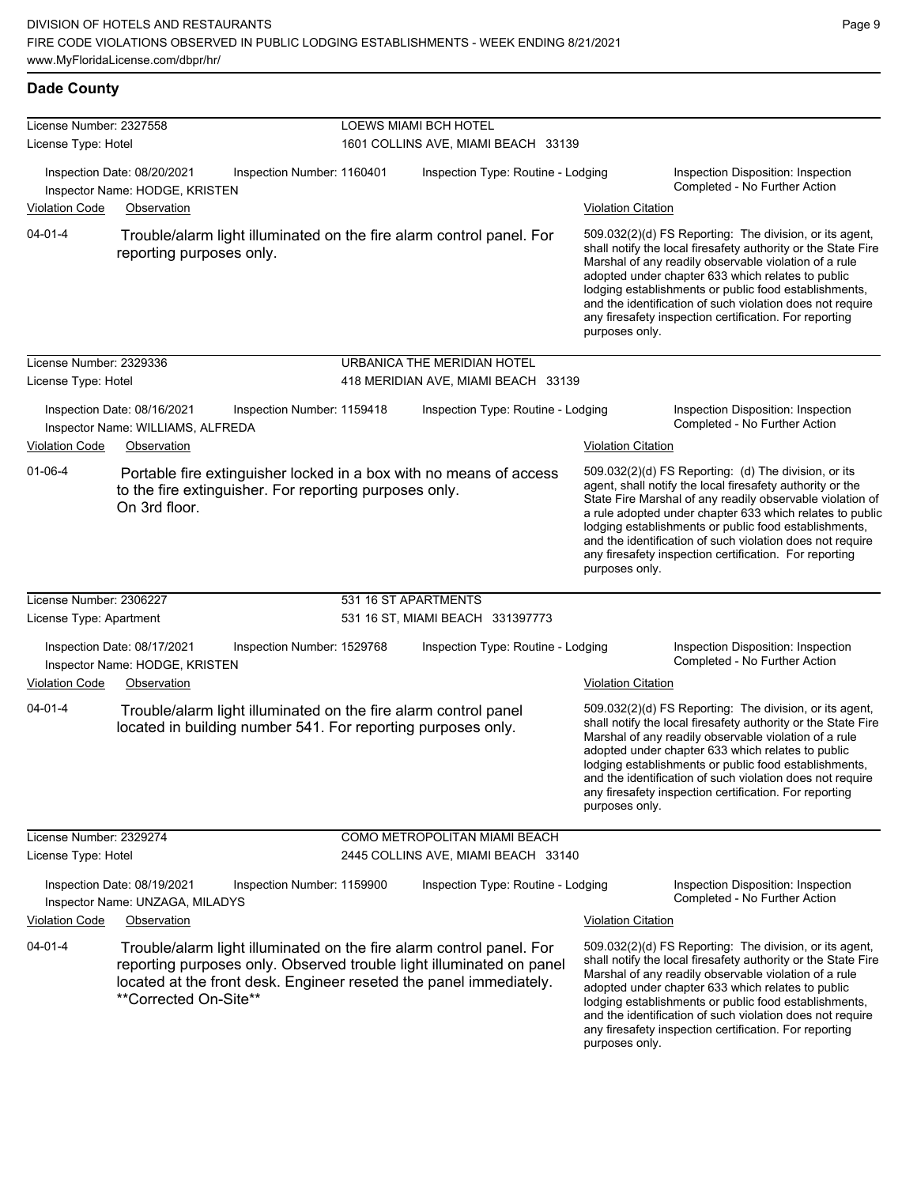## Dade County

**License Number:** 2327558 — **LOEWS MIAMI BCH HOTEL**
**License Type:** Hotel — 1601 COLLINS AVE, MIAMI BEACH 33139

Inspection Date: 08/20/2021 | Inspection Number: 1160401 | Inspection Type: Routine - Lodging | Inspection Disposition: Inspection Completed - No Further Action
Inspector Name: HODGE, KRISTEN

| Violation Code | Observation | Violation Citation |
| --- | --- | --- |
| 04-01-4 | Trouble/alarm light illuminated on the fire alarm control panel. For reporting purposes only. | 509.032(2)(d) FS Reporting: The division, or its agent, shall notify the local firesafety authority or the State Fire Marshal of any readily observable violation of a rule adopted under chapter 633 which relates to public lodging establishments or public food establishments, and the identification of such violation does not require any firesafety inspection certification. For reporting purposes only. |

**License Number:** 2329336 — **URBANICA THE MERIDIAN HOTEL**
**License Type:** Hotel — 418 MERIDIAN AVE, MIAMI BEACH 33139

Inspection Date: 08/16/2021 | Inspection Number: 1159418 | Inspection Type: Routine - Lodging | Inspection Disposition: Inspection Completed - No Further Action
Inspector Name: WILLIAMS, ALFREDA

| Violation Code | Observation | Violation Citation |
| --- | --- | --- |
| 01-06-4 | Portable fire extinguisher locked in a box with no means of access to the fire extinguisher. For reporting purposes only. On 3rd floor. | 509.032(2)(d) FS Reporting: (d) The division, or its agent, shall notify the local firesafety authority or the State Fire Marshal of any readily observable violation of a rule adopted under chapter 633 which relates to public lodging establishments or public food establishments, and the identification of such violation does not require any firesafety inspection certification. For reporting purposes only. |

**License Number:** 2306227 — **531 16 ST APARTMENTS**
**License Type:** Apartment — 531 16 ST, MIAMI BEACH 331397773

Inspection Date: 08/17/2021 | Inspection Number: 1529768 | Inspection Type: Routine - Lodging | Inspection Disposition: Inspection Completed - No Further Action
Inspector Name: HODGE, KRISTEN

| Violation Code | Observation | Violation Citation |
| --- | --- | --- |
| 04-01-4 | Trouble/alarm light illuminated on the fire alarm control panel located in building number 541. For reporting purposes only. | 509.032(2)(d) FS Reporting: The division, or its agent, shall notify the local firesafety authority or the State Fire Marshal of any readily observable violation of a rule adopted under chapter 633 which relates to public lodging establishments or public food establishments, and the identification of such violation does not require any firesafety inspection certification. For reporting purposes only. |

**License Number:** 2329274 — **COMO METROPOLITAN MIAMI BEACH**
**License Type:** Hotel — 2445 COLLINS AVE, MIAMI BEACH 33140

Inspection Date: 08/19/2021 | Inspection Number: 1159900 | Inspection Type: Routine - Lodging | Inspection Disposition: Inspection Completed - No Further Action
Inspector Name: UNZAGA, MILADYS

| Violation Code | Observation | Violation Citation |
| --- | --- | --- |
| 04-01-4 | Trouble/alarm light illuminated on the fire alarm control panel. For reporting purposes only. Observed trouble light illuminated on panel located at the front desk. Engineer reseted the panel immediately. **Corrected On-Site** | 509.032(2)(d) FS Reporting: The division, or its agent, shall notify the local firesafety authority or the State Fire Marshal of any readily observable violation of a rule adopted under chapter 633 which relates to public lodging establishments or public food establishments, and the identification of such violation does not require any firesafety inspection certification. For reporting purposes only. |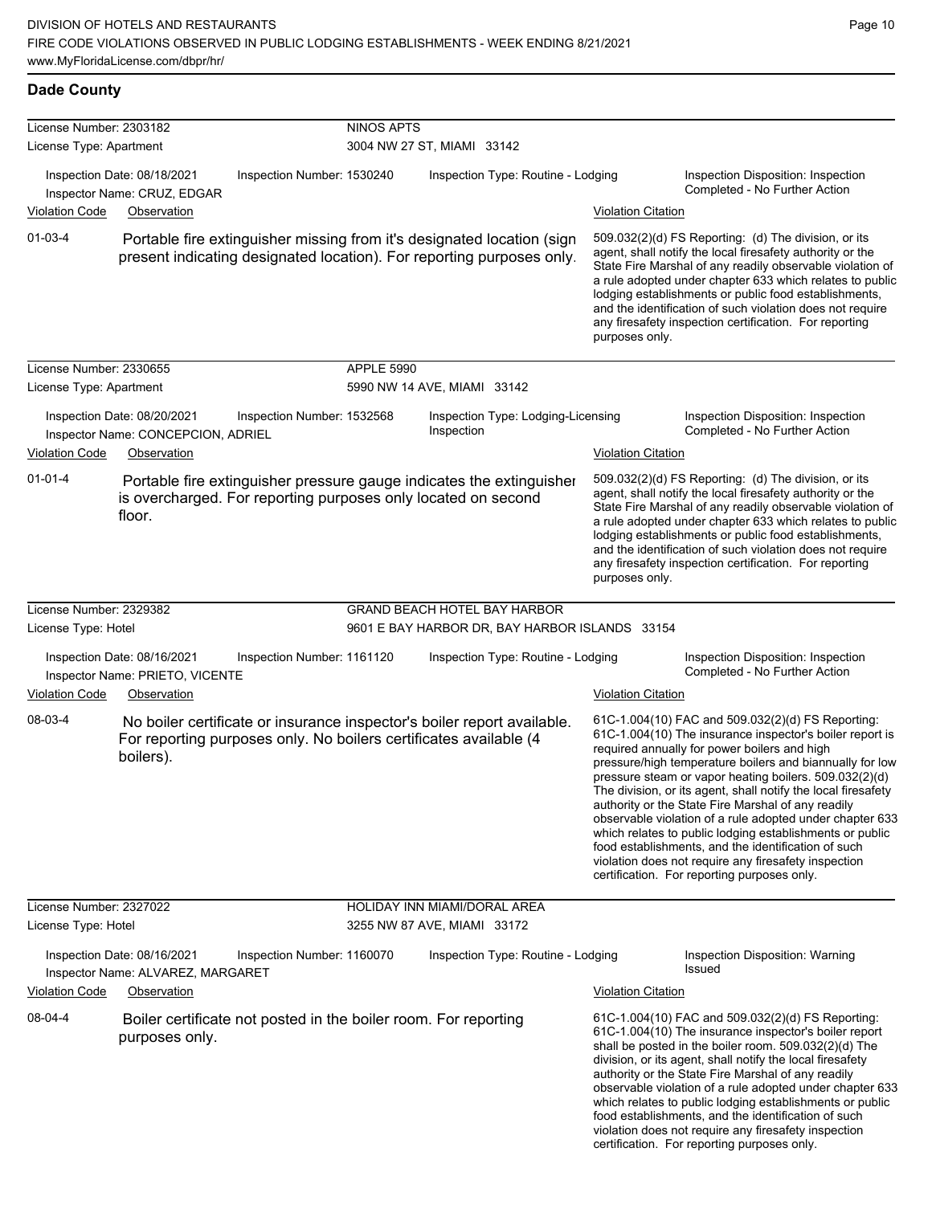## Dade County

**License Number:** 2303182
**License Type:** Apartment

**NINOS APTS**
3004 NW 27 ST, MIAMI 33142

Inspection Date: 08/18/2021
Inspector Name: CRUZ, EDGAR
Inspection Number: 1530240
Inspection Type: Routine - Lodging
Inspection Disposition: Inspection Completed - No Further Action

| Violation Code | Observation | Violation Citation |
| --- | --- | --- |
| 01-03-4 | Portable fire extinguisher missing from it's designated location (sign present indicating designated location). For reporting purposes only. | 509.032(2)(d) FS Reporting: (d) The division, or its agent, shall notify the local firesafety authority or the State Fire Marshal of any readily observable violation of a rule adopted under chapter 633 which relates to public lodging establishments or public food establishments, and the identification of such violation does not require any firesafety inspection certification. For reporting purposes only. |

---

**License Number:** 2330655
**License Type:** Apartment

**APPLE 5990**
5990 NW 14 AVE, MIAMI 33142

Inspection Date: 08/20/2021
Inspector Name: CONCEPCION, ADRIEL
Inspection Number: 1532568
Inspection Type: Lodging-Licensing Inspection
Inspection Disposition: Inspection Completed - No Further Action

| Violation Code | Observation | Violation Citation |
| --- | --- | --- |
| 01-01-4 | Portable fire extinguisher pressure gauge indicates the extinguisher is overcharged. For reporting purposes only located on second floor. | 509.032(2)(d) FS Reporting: (d) The division, or its agent, shall notify the local firesafety authority or the State Fire Marshal of any readily observable violation of a rule adopted under chapter 633 which relates to public lodging establishments or public food establishments, and the identification of such violation does not require any firesafety inspection certification. For reporting purposes only. |

---

**License Number:** 2329382
**License Type:** Hotel

**GRAND BEACH HOTEL BAY HARBOR**
9601 E BAY HARBOR DR, BAY HARBOR ISLANDS 33154

Inspection Date: 08/16/2021
Inspector Name: PRIETO, VICENTE
Inspection Number: 1161120
Inspection Type: Routine - Lodging
Inspection Disposition: Inspection Completed - No Further Action

| Violation Code | Observation | Violation Citation |
| --- | --- | --- |
| 08-03-4 | No boiler certificate or insurance inspector's boiler report available. For reporting purposes only. No boilers certificates available (4 boilers). | 61C-1.004(10) FAC and 509.032(2)(d) FS Reporting: 61C-1.004(10) The insurance inspector's boiler report is required annually for power boilers and high pressure/high temperature boilers and biannually for low pressure steam or vapor heating boilers. 509.032(2)(d) The division, or its agent, shall notify the local firesafety authority or the State Fire Marshal of any readily observable violation of a rule adopted under chapter 633 which relates to public lodging establishments or public food establishments, and the identification of such violation does not require any firesafety inspection certification. For reporting purposes only. |

---

**License Number:** 2327022
**License Type:** Hotel

**HOLIDAY INN MIAMI/DORAL AREA**
3255 NW 87 AVE, MIAMI 33172

Inspection Date: 08/16/2021
Inspector Name: ALVAREZ, MARGARET
Inspection Number: 1160070
Inspection Type: Routine - Lodging
Inspection Disposition: Warning Issued

| Violation Code | Observation | Violation Citation |
| --- | --- | --- |
| 08-04-4 | Boiler certificate not posted in the boiler room. For reporting purposes only. | 61C-1.004(10) FAC and 509.032(2)(d) FS Reporting: 61C-1.004(10) The insurance inspector's boiler report shall be posted in the boiler room. 509.032(2)(d) The division, or its agent, shall notify the local firesafety authority or the State Fire Marshal of any readily observable violation of a rule adopted under chapter 633 which relates to public lodging establishments or public food establishments, and the identification of such violation does not require any firesafety inspection certification. For reporting purposes only. |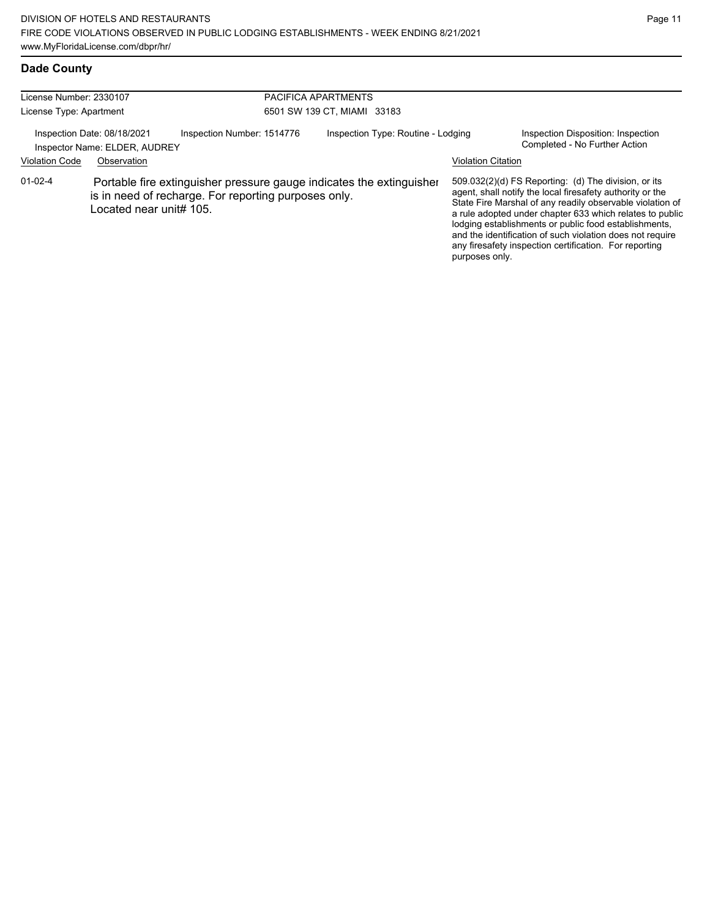## Dade County

| License Number: 2330107 | PACIFICA APARTMENTS |
| --- | --- |
| License Type: Apartment | 6501 SW 139 CT, MIAMI 33183 |

Inspection Date: 08/18/2021 | Inspection Number: 1514776 | Inspection Type: Routine - Lodging | Inspection Disposition: Inspection Completed - No Further Action

Inspector Name: ELDER, AUDREY

| Violation Code | Observation | Violation Citation |
| --- | --- | --- |
| 01-02-4 | Portable fire extinguisher pressure gauge indicates the extinguisher is in need of recharge. For reporting purposes only. Located near unit# 105. | 509.032(2)(d) FS Reporting: (d) The division, or its agent, shall notify the local firesafety authority or the State Fire Marshal of any readily observable violation of a rule adopted under chapter 633 which relates to public lodging establishments or public food establishments, and the identification of such violation does not require any firesafety inspection certification. For reporting purposes only. |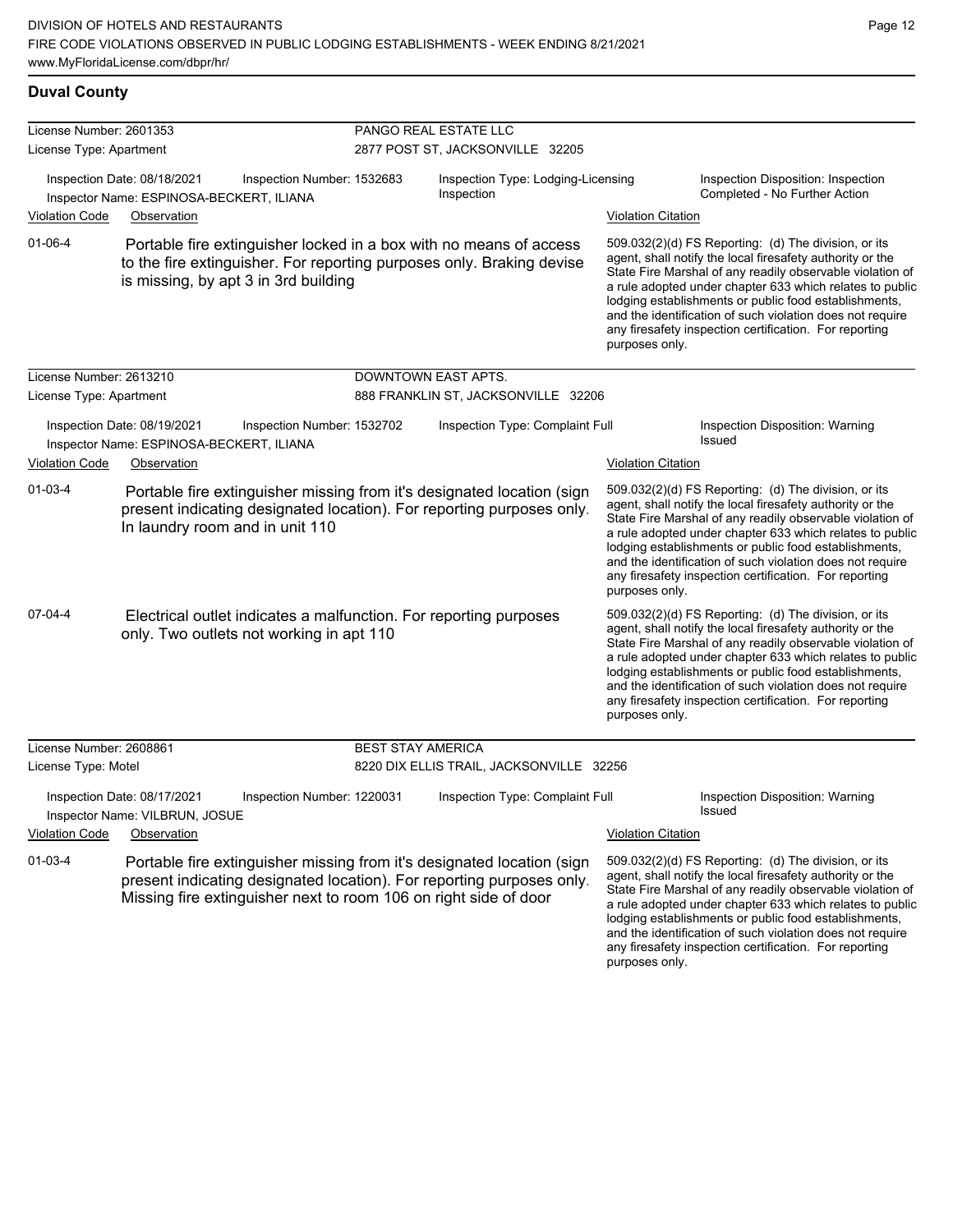## Duval County

**License Number:** 2601353
**License Type:** Apartment
**PANGO REAL ESTATE LLC**
2877 POST ST, JACKSONVILLE 32205

Inspection Date: 08/18/2021 | Inspection Number: 1532683 | Inspection Type: Lodging-Licensing Inspection | Inspection Disposition: Inspection Completed - No Further Action
Inspector Name: ESPINOSA-BECKERT, ILIANA

| Violation Code | Observation | Violation Citation |
|---|---|---|
| 01-06-4 | Portable fire extinguisher locked in a box with no means of access to the fire extinguisher. For reporting purposes only. Braking devise is missing, by apt 3 in 3rd building | 509.032(2)(d) FS Reporting: (d) The division, or its agent, shall notify the local firesafety authority or the State Fire Marshal of any readily observable violation of a rule adopted under chapter 633 which relates to public lodging establishments or public food establishments, and the identification of such violation does not require any firesafety inspection certification. For reporting purposes only. |

**License Number:** 2613210
**License Type:** Apartment
**DOWNTOWN EAST APTS.**
888 FRANKLIN ST, JACKSONVILLE 32206

Inspection Date: 08/19/2021 | Inspection Number: 1532702 | Inspection Type: Complaint Full | Inspection Disposition: Warning Issued
Inspector Name: ESPINOSA-BECKERT, ILIANA

| Violation Code | Observation | Violation Citation |
|---|---|---|
| 01-03-4 | Portable fire extinguisher missing from it's designated location (sign present indicating designated location). For reporting purposes only. In laundry room and in unit 110 | 509.032(2)(d) FS Reporting: (d) The division, or its agent, shall notify the local firesafety authority or the State Fire Marshal of any readily observable violation of a rule adopted under chapter 633 which relates to public lodging establishments or public food establishments, and the identification of such violation does not require any firesafety inspection certification. For reporting purposes only. |
| 07-04-4 | Electrical outlet indicates a malfunction. For reporting purposes only. Two outlets not working in apt 110 | 509.032(2)(d) FS Reporting: (d) The division, or its agent, shall notify the local firesafety authority or the State Fire Marshal of any readily observable violation of a rule adopted under chapter 633 which relates to public lodging establishments or public food establishments, and the identification of such violation does not require any firesafety inspection certification. For reporting purposes only. |

**License Number:** 2608861
**License Type:** Motel
**BEST STAY AMERICA**
8220 DIX ELLIS TRAIL, JACKSONVILLE 32256

Inspection Date: 08/17/2021 | Inspection Number: 1220031 | Inspection Type: Complaint Full | Inspection Disposition: Warning Issued
Inspector Name: VILBRUN, JOSUE

| Violation Code | Observation | Violation Citation |
|---|---|---|
| 01-03-4 | Portable fire extinguisher missing from it's designated location (sign present indicating designated location). For reporting purposes only. Missing fire extinguisher next to room 106 on right side of door | 509.032(2)(d) FS Reporting: (d) The division, or its agent, shall notify the local firesafety authority or the State Fire Marshal of any readily observable violation of a rule adopted under chapter 633 which relates to public lodging establishments or public food establishments, and the identification of such violation does not require any firesafety inspection certification. For reporting purposes only. |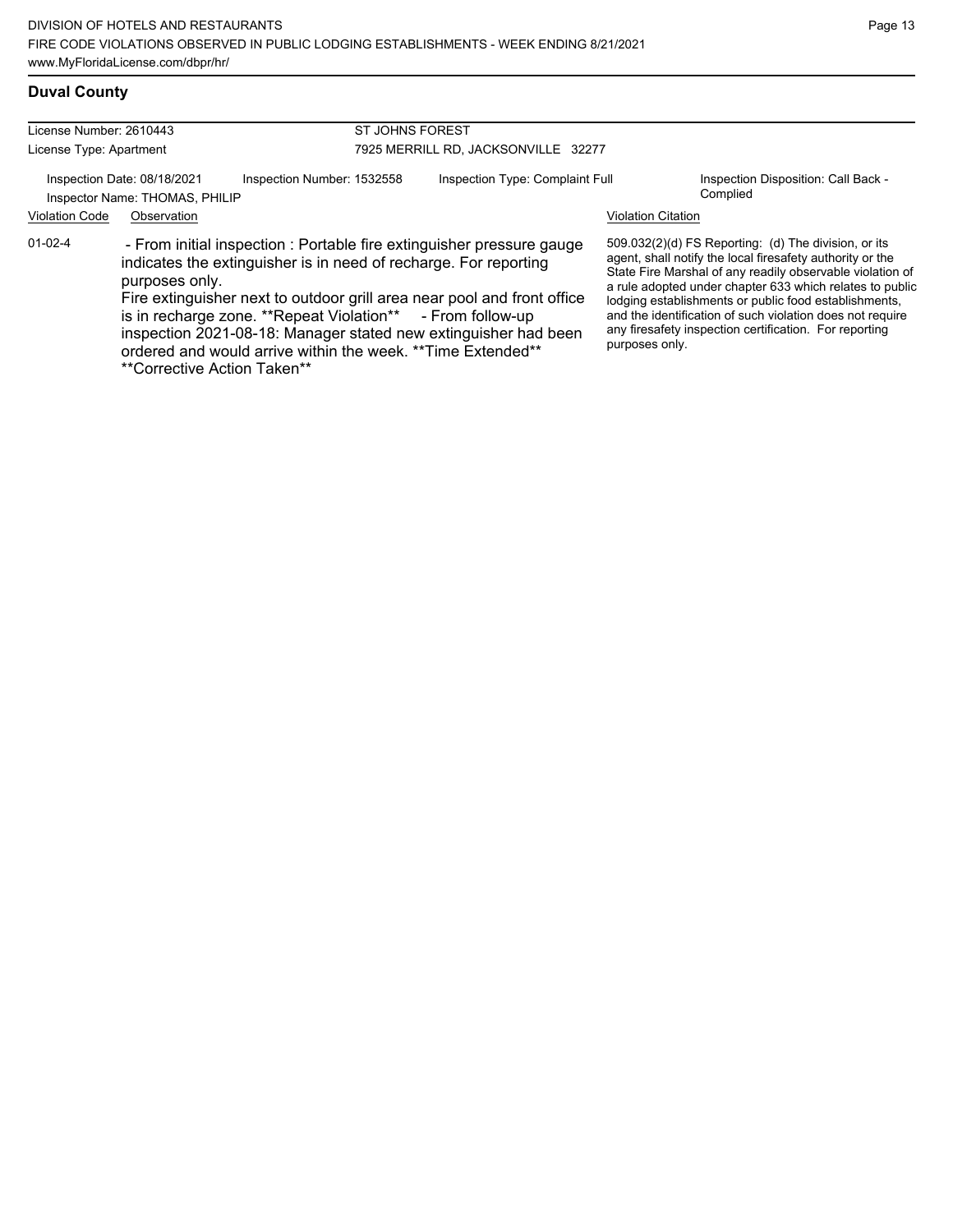## Duval County

License Number: 2610443
License Type: Apartment

ST JOHNS FOREST
7925 MERRILL RD, JACKSONVILLE 32277

Inspection Date: 08/18/2021
Inspector Name: THOMAS, PHILIP
Inspection Number: 1532558
Inspection Type: Complaint Full
Inspection Disposition: Call Back - Complied

| Violation Code | Observation | Violation Citation |
|---|---|---|
| 01-02-4 | - From initial inspection : Portable fire extinguisher pressure gauge indicates the extinguisher is in need of recharge. For reporting purposes only. Fire extinguisher next to outdoor grill area near pool and front office is in recharge zone. \*\*Repeat Violation\*\* - From follow-up inspection 2021-08-18: Manager stated new extinguisher had been ordered and would arrive within the week. \*\*Time Extended\*\* \*\*Corrective Action Taken\*\* | 509.032(2)(d) FS Reporting: (d) The division, or its agent, shall notify the local firesafety authority or the State Fire Marshal of any readily observable violation of a rule adopted under chapter 633 which relates to public lodging establishments or public food establishments, and the identification of such violation does not require any firesafety inspection certification. For reporting purposes only. |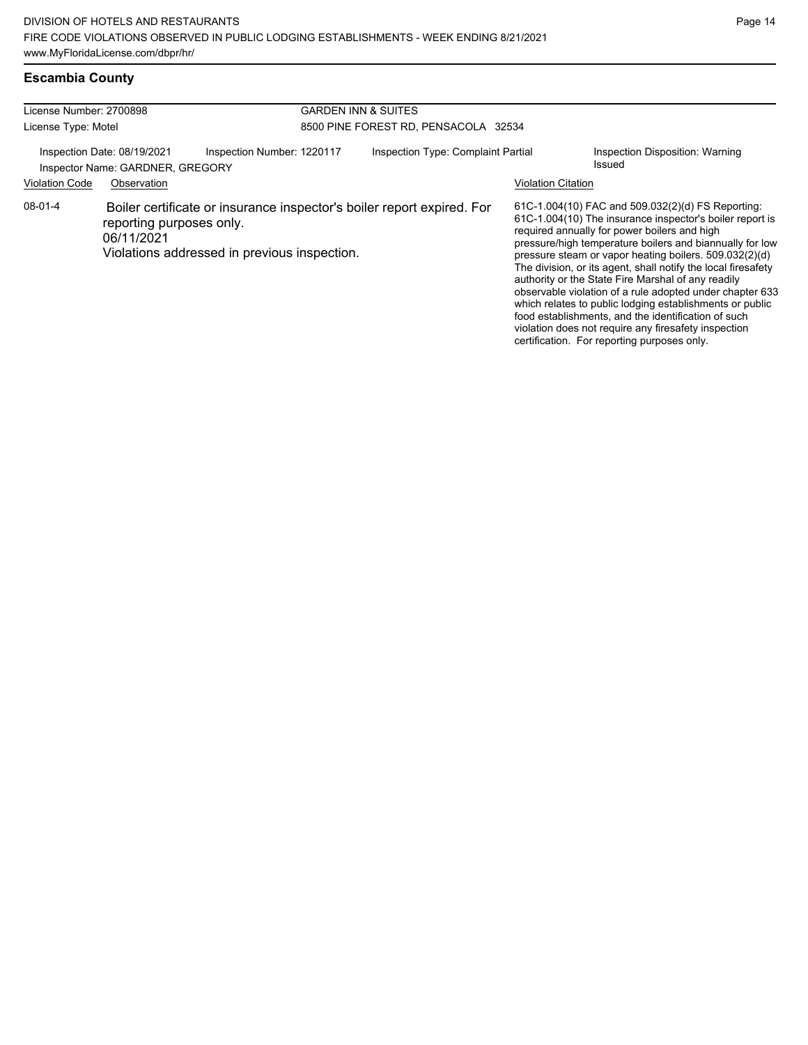## Escambia County

License Number: 2700898
License Type: Motel

**GARDEN INN & SUITES**
8500 PINE FOREST RD, PENSACOLA 32534

Inspection Date: 08/19/2021 | Inspection Number: 1220117 | Inspection Type: Complaint Partial | Inspection Disposition: Warning Issued

Inspector Name: GARDNER, GREGORY

| Violation Code | Observation | Violation Citation |
|---|---|---|
| 08-01-4 | Boiler certificate or insurance inspector's boiler report expired. For reporting purposes only. 06/11/2021 Violations addressed in previous inspection. | 61C-1.004(10) FAC and 509.032(2)(d) FS Reporting: 61C-1.004(10) The insurance inspector's boiler report is required annually for power boilers and high pressure/high temperature boilers and biannually for low pressure steam or vapor heating boilers. 509.032(2)(d) The division, or its agent, shall notify the local firesafety authority or the State Fire Marshal of any readily observable violation of a rule adopted under chapter 633 which relates to public lodging establishments or public food establishments, and the identification of such violation does not require any firesafety inspection certification. For reporting purposes only. |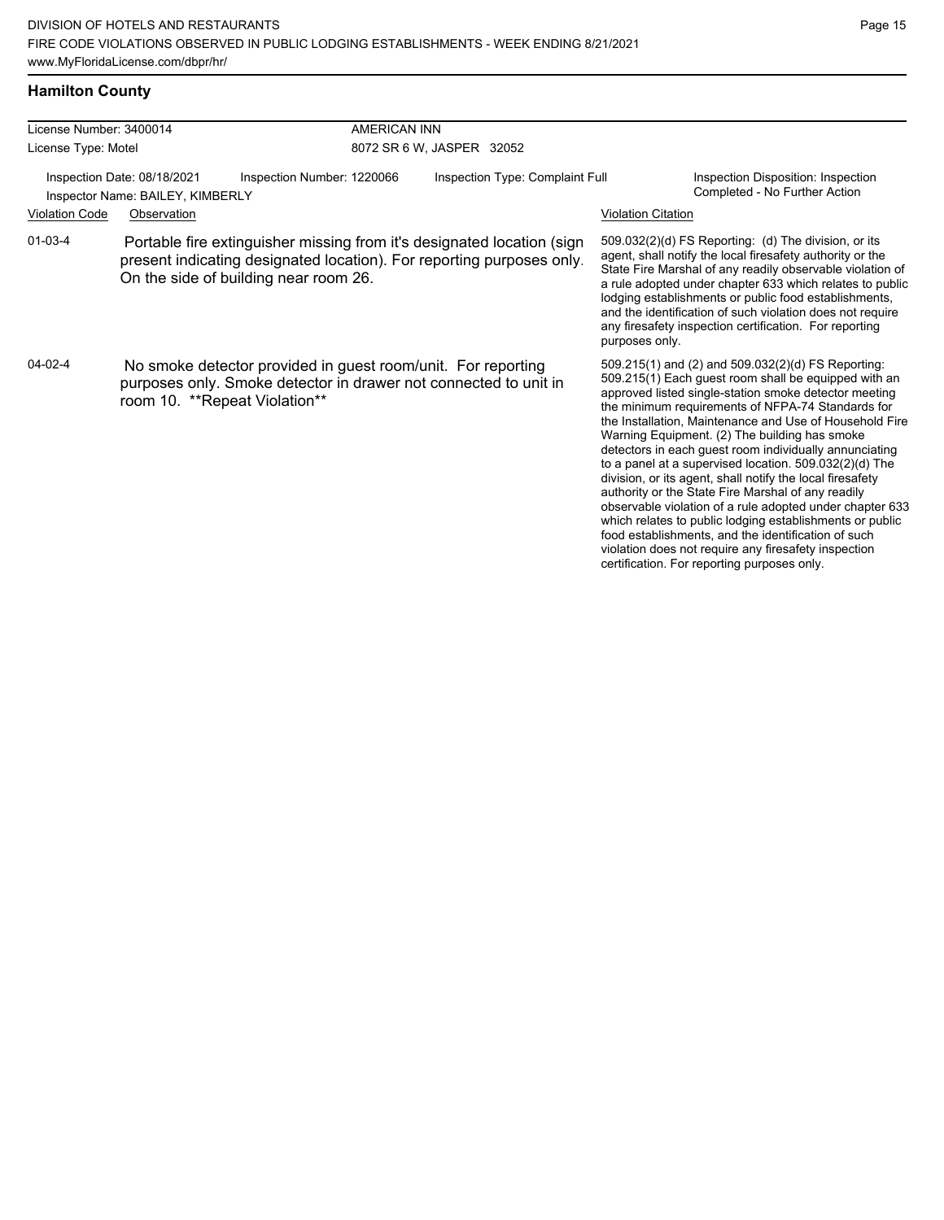## Hamilton County

| License Number: 3400014 | AMERICAN INN |
|---|---|
| License Type: Motel | 8072 SR 6 W, JASPER 32052 |

Inspection Date: 08/18/2021 | Inspection Number: 1220066 | Inspection Type: Complaint Full | Inspection Disposition: Inspection Completed - No Further Action

Inspector Name: BAILEY, KIMBERLY

| Violation Code | Observation | Violation Citation |
|---|---|---|
| 01-03-4 | Portable fire extinguisher missing from it's designated location (sign present indicating designated location). For reporting purposes only. On the side of building near room 26. | 509.032(2)(d) FS Reporting: (d) The division, or its agent, shall notify the local firesafety authority or the State Fire Marshal of any readily observable violation of a rule adopted under chapter 633 which relates to public lodging establishments or public food establishments, and the identification of such violation does not require any firesafety inspection certification. For reporting purposes only. |
| 04-02-4 | No smoke detector provided in guest room/unit. For reporting purposes only. Smoke detector in drawer not connected to unit in room 10. **Repeat Violation** | 509.215(1) and (2) and 509.032(2)(d) FS Reporting: 509.215(1) Each guest room shall be equipped with an approved listed single-station smoke detector meeting the minimum requirements of NFPA-74 Standards for the Installation, Maintenance and Use of Household Fire Warning Equipment. (2) The building has smoke detectors in each guest room individually annunciating to a panel at a supervised location. 509.032(2)(d) The division, or its agent, shall notify the local firesafety authority or the State Fire Marshal of any readily observable violation of a rule adopted under chapter 633 which relates to public lodging establishments or public food establishments, and the identification of such violation does not require any firesafety inspection certification. For reporting purposes only. |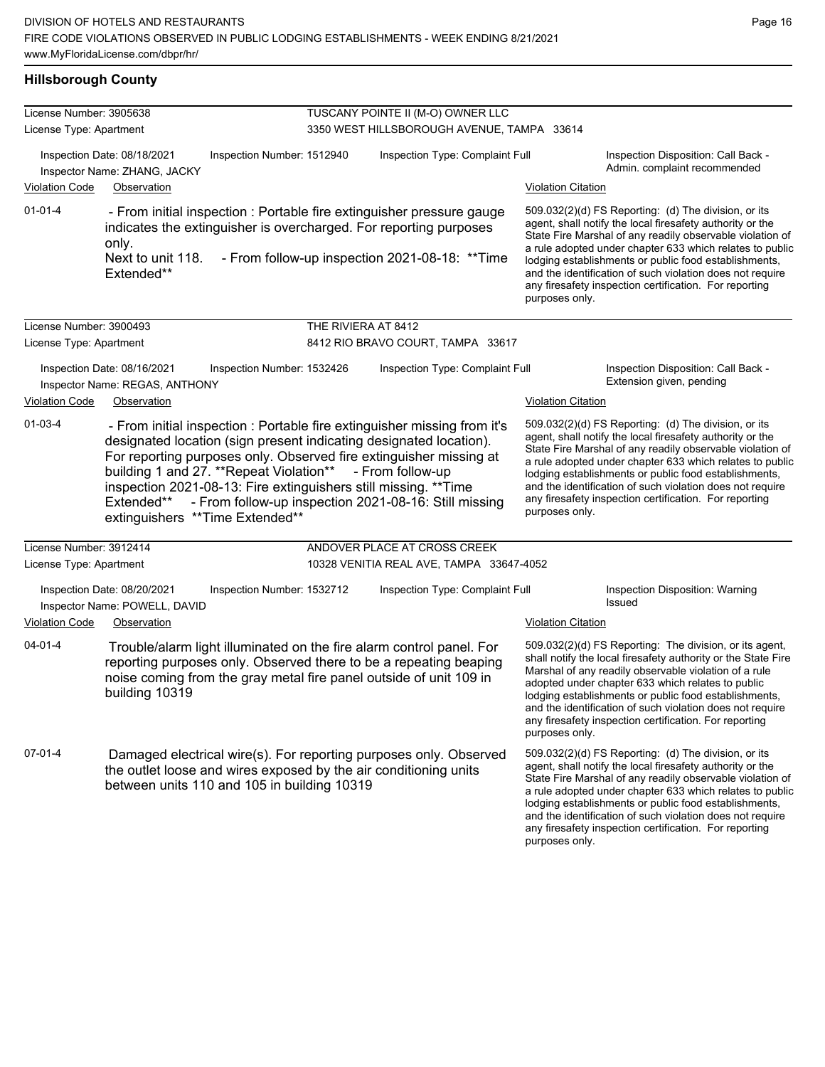## Hillsborough County

**License Number:** 3905638
**License Type:** Apartment
**TUSCANY POINTE II (M-O) OWNER LLC**
3350 WEST HILLSBOROUGH AVENUE, TAMPA 33614

Inspection Date: 08/18/2021
Inspector Name: ZHANG, JACKY
Inspection Number: 1512940
Inspection Type: Complaint Full
Inspection Disposition: Call Back - Admin. complaint recommended

| Violation Code | Observation | Violation Citation |
|---|---|---|
| 01-01-4 | - From initial inspection : Portable fire extinguisher pressure gauge indicates the extinguisher is overcharged. For reporting purposes only. Next to unit 118. - From follow-up inspection 2021-08-18: **Time Extended** | 509.032(2)(d) FS Reporting: (d) The division, or its agent, shall notify the local firesafety authority or the State Fire Marshal of any readily observable violation of a rule adopted under chapter 633 which relates to public lodging establishments or public food establishments, and the identification of such violation does not require any firesafety inspection certification. For reporting purposes only. |

**License Number:** 3900493
**License Type:** Apartment
**THE RIVIERA AT 8412**
8412 RIO BRAVO COURT, TAMPA 33617

Inspection Date: 08/16/2021
Inspector Name: REGAS, ANTHONY
Inspection Number: 1532426
Inspection Type: Complaint Full
Inspection Disposition: Call Back - Extension given, pending

| Violation Code | Observation | Violation Citation |
|---|---|---|
| 01-03-4 | - From initial inspection : Portable fire extinguisher missing from it's designated location (sign present indicating designated location). For reporting purposes only. Observed fire extinguisher missing at building 1 and 27. **Repeat Violation** - From follow-up inspection 2021-08-13: Fire extinguishers still missing. **Time Extended** - From follow-up inspection 2021-08-16: Still missing extinguishers **Time Extended** | 509.032(2)(d) FS Reporting: (d) The division, or its agent, shall notify the local firesafety authority or the State Fire Marshal of any readily observable violation of a rule adopted under chapter 633 which relates to public lodging establishments or public food establishments, and the identification of such violation does not require any firesafety inspection certification. For reporting purposes only. |

**License Number:** 3912414
**License Type:** Apartment
**ANDOVER PLACE AT CROSS CREEK**
10328 VENITIA REAL AVE, TAMPA 33647-4052

Inspection Date: 08/20/2021
Inspector Name: POWELL, DAVID
Inspection Number: 1532712
Inspection Type: Complaint Full
Inspection Disposition: Warning Issued

| Violation Code | Observation | Violation Citation |
|---|---|---|
| 04-01-4 | Trouble/alarm light illuminated on the fire alarm control panel. For reporting purposes only. Observed there to be a repeating beaping noise coming from the gray metal fire panel outside of unit 109 in building 10319 | 509.032(2)(d) FS Reporting: The division, or its agent, shall notify the local firesafety authority or the State Fire Marshal of any readily observable violation of a rule adopted under chapter 633 which relates to public lodging establishments or public food establishments, and the identification of such violation does not require any firesafety inspection certification. For reporting purposes only. |
| 07-01-4 | Damaged electrical wire(s). For reporting purposes only. Observed the outlet loose and wires exposed by the air conditioning units between units 110 and 105 in building 10319 | 509.032(2)(d) FS Reporting: (d) The division, or its agent, shall notify the local firesafety authority or the State Fire Marshal of any readily observable violation of a rule adopted under chapter 633 which relates to public lodging establishments or public food establishments, and the identification of such violation does not require any firesafety inspection certification. For reporting purposes only. |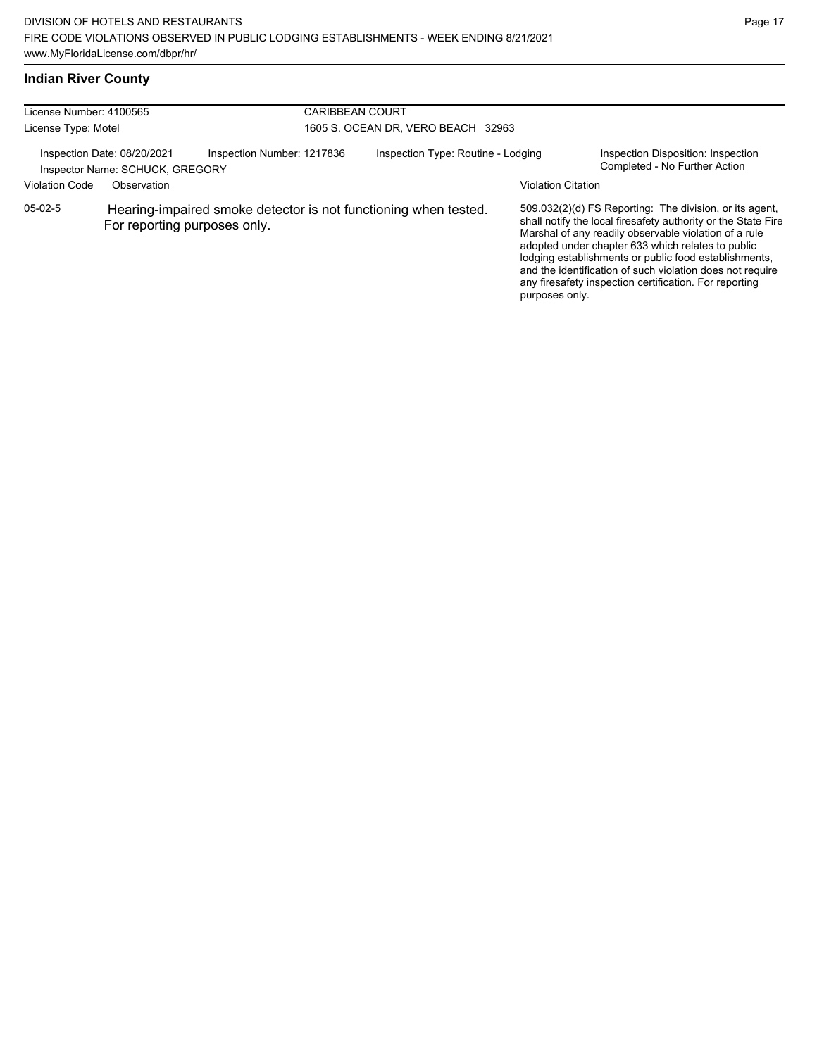## Indian River County

| License Number: 4100565 | | CARIBBEAN COURT | |
|---|---|---|---|
| License Type: Motel | | 1605 S. OCEAN DR, VERO BEACH 32963 | |
| Inspection Date: 08/20/2021 | Inspection Number: 1217836 | Inspection Type: Routine - Lodging | Inspection Disposition: Inspection Completed - No Further Action |
| Inspector Name: SCHUCK, GREGORY | | | |

| Violation Code | Observation | Violation Citation |
|---|---|---|
| 05-02-5 | Hearing-impaired smoke detector is not functioning when tested. For reporting purposes only. | 509.032(2)(d) FS Reporting: The division, or its agent, shall notify the local firesafety authority or the State Fire Marshal of any readily observable violation of a rule adopted under chapter 633 which relates to public lodging establishments or public food establishments, and the identification of such violation does not require any firesafety inspection certification. For reporting purposes only. |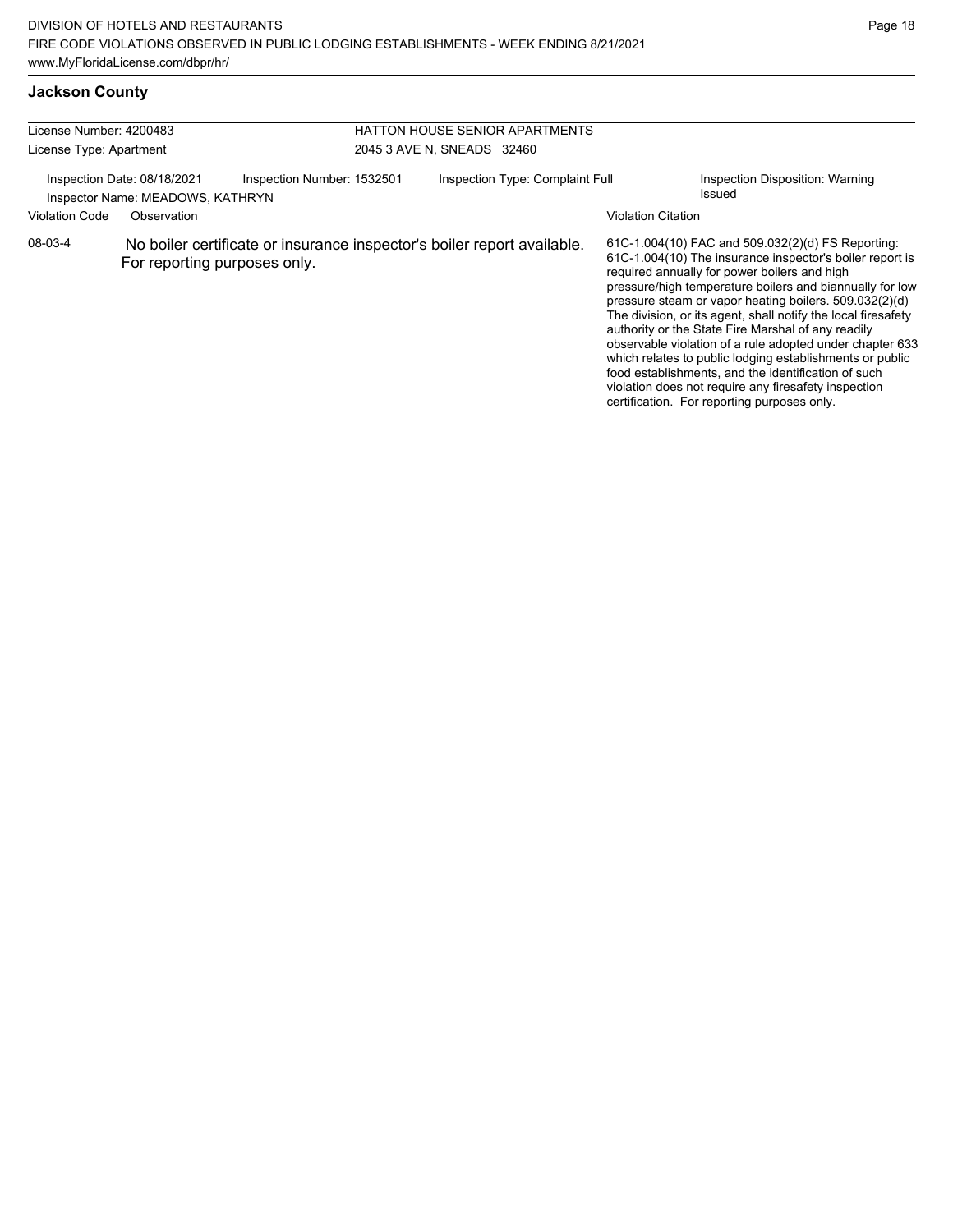## Jackson County

License Number: 4200483
License Type: Apartment

HATTON HOUSE SENIOR APARTMENTS
2045 3 AVE N, SNEADS 32460

Inspection Date: 08/18/2021
Inspection Number: 1532501
Inspection Type: Complaint Full
Inspection Disposition: Warning Issued
Inspector Name: MEADOWS, KATHRYN

| Violation Code | Observation | Violation Citation |
|---|---|---|
| 08-03-4 | No boiler certificate or insurance inspector's boiler report available. For reporting purposes only. | 61C-1.004(10) FAC and 509.032(2)(d) FS Reporting: 61C-1.004(10) The insurance inspector's boiler report is required annually for power boilers and high pressure/high temperature boilers and biannually for low pressure steam or vapor heating boilers. 509.032(2)(d) The division, or its agent, shall notify the local firesafety authority or the State Fire Marshal of any readily observable violation of a rule adopted under chapter 633 which relates to public lodging establishments or public food establishments, and the identification of such violation does not require any firesafety inspection certification. For reporting purposes only. |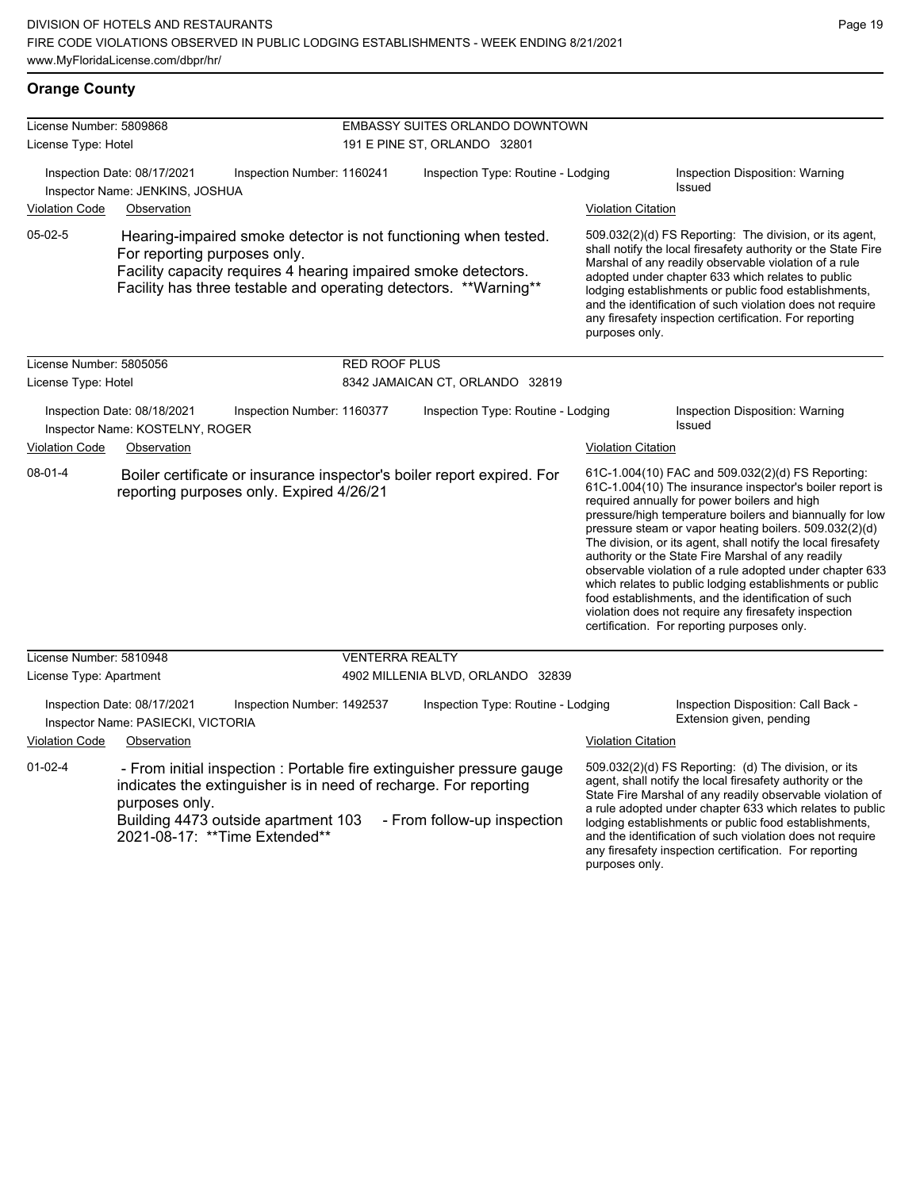## Orange County

**License Number:** 5809868
**License Type:** Hotel

**EMBASSY SUITES ORLANDO DOWNTOWN**
191 E PINE ST, ORLANDO 32801

Inspection Date: 08/17/2021
Inspection Number: 1160241
Inspection Type: Routine - Lodging
Inspection Disposition: Warning Issued
Inspector Name: JENKINS, JOSHUA

| Violation Code | Observation | Violation Citation |
| --- | --- | --- |
| 05-02-5 | Hearing-impaired smoke detector is not functioning when tested. For reporting purposes only. Facility capacity requires 4 hearing impaired smoke detectors. Facility has three testable and operating detectors. **Warning** | 509.032(2)(d) FS Reporting: The division, or its agent, shall notify the local firesafety authority or the State Fire Marshal of any readily observable violation of a rule adopted under chapter 633 which relates to public lodging establishments or public food establishments, and the identification of such violation does not require any firesafety inspection certification. For reporting purposes only. |

**License Number:** 5805056
**License Type:** Hotel

**RED ROOF PLUS**
8342 JAMAICAN CT, ORLANDO 32819

Inspection Date: 08/18/2021
Inspection Number: 1160377
Inspection Type: Routine - Lodging
Inspection Disposition: Warning Issued
Inspector Name: KOSTELNY, ROGER

| Violation Code | Observation | Violation Citation |
| --- | --- | --- |
| 08-01-4 | Boiler certificate or insurance inspector's boiler report expired. For reporting purposes only. Expired 4/26/21 | 61C-1.004(10) FAC and 509.032(2)(d) FS Reporting: 61C-1.004(10) The insurance inspector's boiler report is required annually for power boilers and high pressure/high temperature boilers and biannually for low pressure steam or vapor heating boilers. 509.032(2)(d) The division, or its agent, shall notify the local firesafety authority or the State Fire Marshal of any readily observable violation of a rule adopted under chapter 633 which relates to public lodging establishments or public food establishments, and the identification of such violation does not require any firesafety inspection certification. For reporting purposes only. |

**License Number:** 5810948
**License Type:** Apartment

**VENTERRA REALTY**
4902 MILLENIA BLVD, ORLANDO 32839

Inspection Date: 08/17/2021
Inspection Number: 1492537
Inspection Type: Routine - Lodging
Inspection Disposition: Call Back - Extension given, pending
Inspector Name: PASIECKI, VICTORIA

| Violation Code | Observation | Violation Citation |
| --- | --- | --- |
| 01-02-4 | - From initial inspection : Portable fire extinguisher pressure gauge indicates the extinguisher is in need of recharge. For reporting purposes only. Building 4473 outside apartment 103 - From follow-up inspection 2021-08-17: **Time Extended** | 509.032(2)(d) FS Reporting: (d) The division, or its agent, shall notify the local firesafety authority or the State Fire Marshal of any readily observable violation of a rule adopted under chapter 633 which relates to public lodging establishments or public food establishments, and the identification of such violation does not require any firesafety inspection certification. For reporting purposes only. |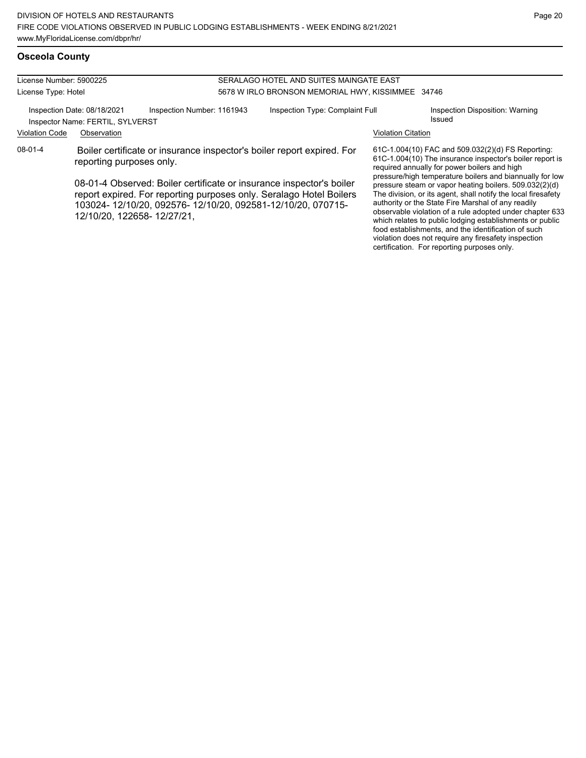## Osceola County

License Number: 5900225
License Type: Hotel

SERALAGO HOTEL AND SUITES MAINGATE EAST
5678 W IRLO BRONSON MEMORIAL HWY, KISSIMMEE 34746

Inspection Date: 08/18/2021 | Inspection Number: 1161943 | Inspection Type: Complaint Full | Inspection Disposition: Warning Issued

Inspector Name: FERTIL, SYLVERST

| Violation Code | Observation | Violation Citation |
| --- | --- | --- |
| 08-01-4 | Boiler certificate or insurance inspector's boiler report expired. For reporting purposes only.<br><br>08-01-4 Observed: Boiler certificate or insurance inspector's boiler report expired. For reporting purposes only. Seralago Hotel Boilers 103024- 12/10/20, 092576- 12/10/20, 092581-12/10/20, 070715-12/10/20, 122658- 12/27/21, | 61C-1.004(10) FAC and 509.032(2)(d) FS Reporting: 61C-1.004(10) The insurance inspector's boiler report is required annually for power boilers and high pressure/high temperature boilers and biannually for low pressure steam or vapor heating boilers. 509.032(2)(d) The division, or its agent, shall notify the local firesafety authority or the State Fire Marshal of any readily observable violation of a rule adopted under chapter 633 which relates to public lodging establishments or public food establishments, and the identification of such violation does not require any firesafety inspection certification. For reporting purposes only. |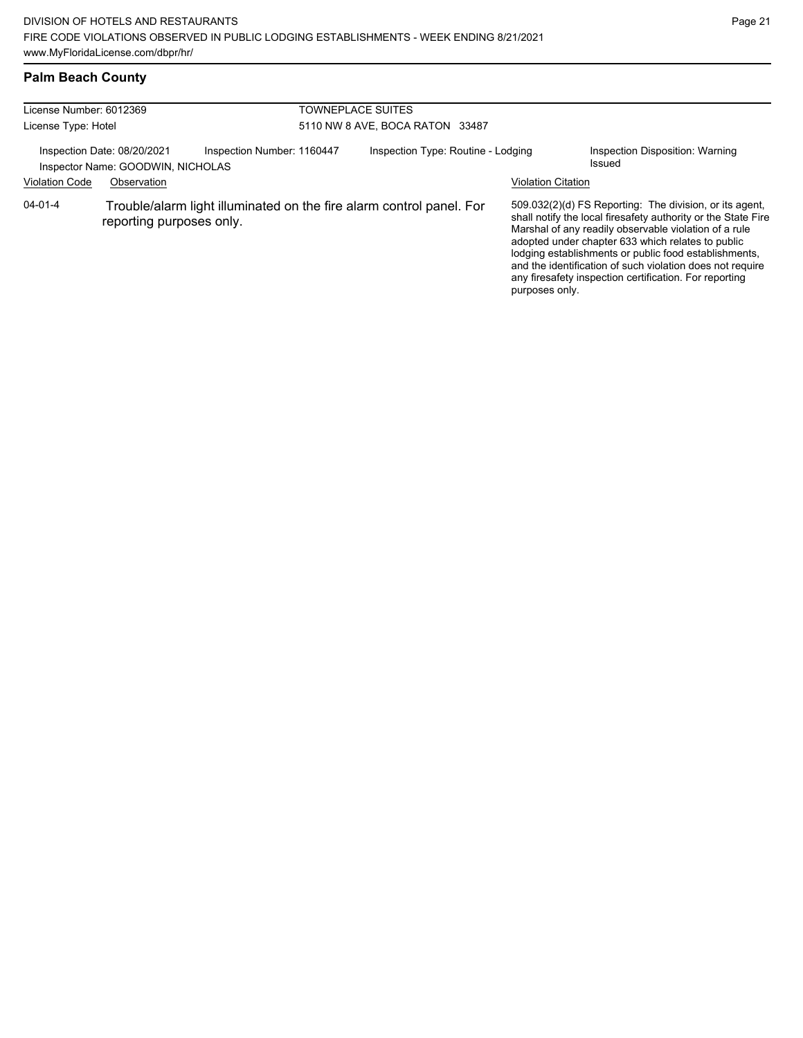## Palm Beach County

| License Number: 6012369 | TOWNEPLACE SUITES |
|---|---|
| License Type: Hotel | 5110 NW 8 AVE, BOCA RATON 33487 |

Inspection Date: 08/20/2021 | Inspection Number: 1160447 | Inspection Type: Routine - Lodging | Inspection Disposition: Warning Issued

Inspector Name: GOODWIN, NICHOLAS

| Violation Code | Observation | Violation Citation |
|---|---|---|
| 04-01-4 | Trouble/alarm light illuminated on the fire alarm control panel. For reporting purposes only. | 509.032(2)(d) FS Reporting: The division, or its agent, shall notify the local firesafety authority or the State Fire Marshal of any readily observable violation of a rule adopted under chapter 633 which relates to public lodging establishments or public food establishments, and the identification of such violation does not require any firesafety inspection certification. For reporting purposes only. |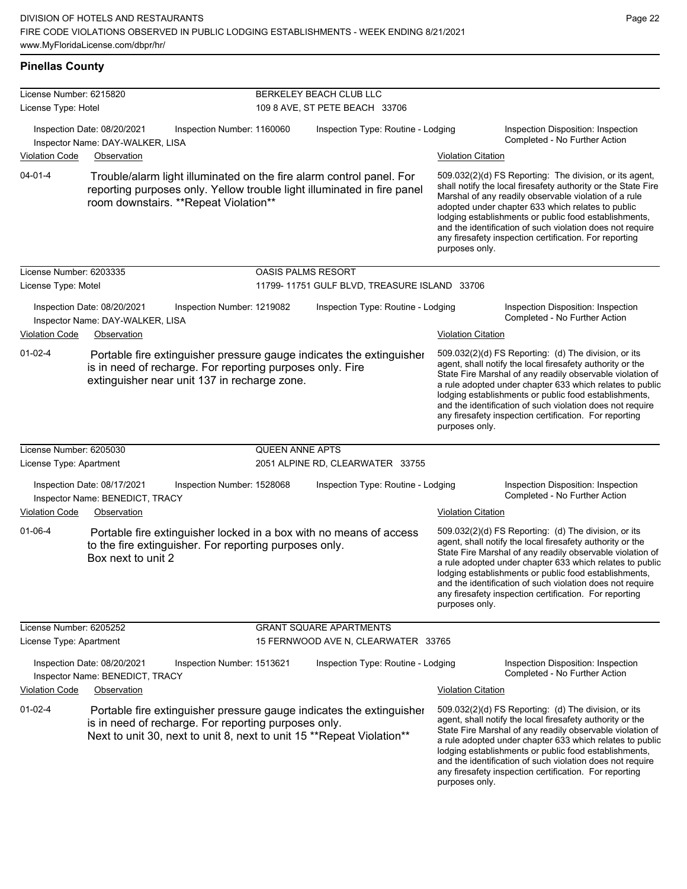## Pinellas County

| | | |
|---|---|---|
| License Number: 6215820 | BERKELEY BEACH CLUB LLC | |
| License Type: Hotel | 109 8 AVE, ST PETE BEACH 33706 | |

Inspection Date: 08/20/2021 | Inspection Number: 1160060 | Inspection Type: Routine - Lodging | Inspection Disposition: Inspection Completed - No Further Action

Inspector Name: DAY-WALKER, LISA

| Violation Code | Observation | Violation Citation |
|---|---|---|
| 04-01-4 | Trouble/alarm light illuminated on the fire alarm control panel. For reporting purposes only. Yellow trouble light illuminated in fire panel room downstairs. **Repeat Violation** | 509.032(2)(d) FS Reporting: The division, or its agent, shall notify the local firesafety authority or the State Fire Marshal of any readily observable violation of a rule adopted under chapter 633 which relates to public lodging establishments or public food establishments, and the identification of such violation does not require any firesafety inspection certification. For reporting purposes only. |

| | | |
|---|---|---|
| License Number: 6203335 | OASIS PALMS RESORT | |
| License Type: Motel | 11799- 11751 GULF BLVD, TREASURE ISLAND 33706 | |

Inspection Date: 08/20/2021 | Inspection Number: 1219082 | Inspection Type: Routine - Lodging | Inspection Disposition: Inspection Completed - No Further Action

Inspector Name: DAY-WALKER, LISA

| Violation Code | Observation | Violation Citation |
|---|---|---|
| 01-02-4 | Portable fire extinguisher pressure gauge indicates the extinguisher is in need of recharge. For reporting purposes only. Fire extinguisher near unit 137 in recharge zone. | 509.032(2)(d) FS Reporting: (d) The division, or its agent, shall notify the local firesafety authority or the State Fire Marshal of any readily observable violation of a rule adopted under chapter 633 which relates to public lodging establishments or public food establishments, and the identification of such violation does not require any firesafety inspection certification. For reporting purposes only. |

| | | |
|---|---|---|
| License Number: 6205030 | QUEEN ANNE APTS | |
| License Type: Apartment | 2051 ALPINE RD, CLEARWATER 33755 | |

Inspection Date: 08/17/2021 | Inspection Number: 1528068 | Inspection Type: Routine - Lodging | Inspection Disposition: Inspection Completed - No Further Action

Inspector Name: BENEDICT, TRACY

| Violation Code | Observation | Violation Citation |
|---|---|---|
| 01-06-4 | Portable fire extinguisher locked in a box with no means of access to the fire extinguisher. For reporting purposes only. Box next to unit 2 | 509.032(2)(d) FS Reporting: (d) The division, or its agent, shall notify the local firesafety authority or the State Fire Marshal of any readily observable violation of a rule adopted under chapter 633 which relates to public lodging establishments or public food establishments, and the identification of such violation does not require any firesafety inspection certification. For reporting purposes only. |

| | | |
|---|---|---|
| License Number: 6205252 | GRANT SQUARE APARTMENTS | |
| License Type: Apartment | 15 FERNWOOD AVE N, CLEARWATER 33765 | |

Inspection Date: 08/20/2021 | Inspection Number: 1513621 | Inspection Type: Routine - Lodging | Inspection Disposition: Inspection Completed - No Further Action

Inspector Name: BENEDICT, TRACY

| Violation Code | Observation | Violation Citation |
|---|---|---|
| 01-02-4 | Portable fire extinguisher pressure gauge indicates the extinguisher is in need of recharge. For reporting purposes only. Next to unit 30, next to unit 8, next to unit 15 **Repeat Violation** | 509.032(2)(d) FS Reporting: (d) The division, or its agent, shall notify the local firesafety authority or the State Fire Marshal of any readily observable violation of a rule adopted under chapter 633 which relates to public lodging establishments or public food establishments, and the identification of such violation does not require any firesafety inspection certification. For reporting purposes only. |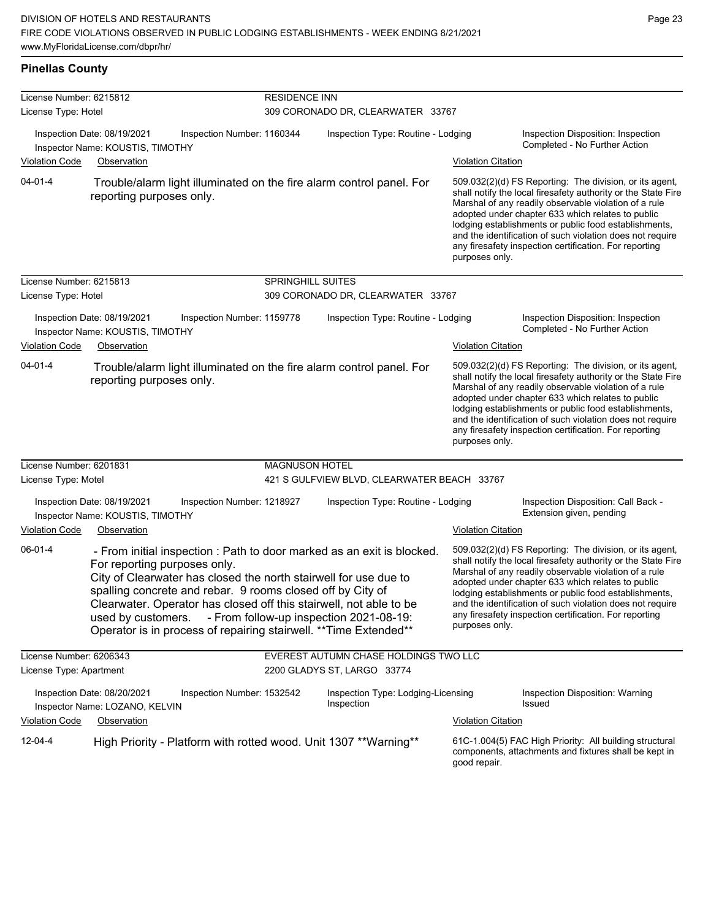## Pinellas County

| License Number: 6215812 | | RESIDENCE INN | |
|---|---|---|---|
| License Type: Hotel | | 309 CORONADO DR, CLEARWATER 33767 | |
| Inspection Date: 08/19/2021<br>Inspector Name: KOUSTIS, TIMOTHY | Inspection Number: 1160344 | Inspection Type: Routine - Lodging | Inspection Disposition: Inspection Completed - No Further Action |

| Violation Code | Observation | Violation Citation |
|---|---|---|
| 04-01-4 | Trouble/alarm light illuminated on the fire alarm control panel. For reporting purposes only. | 509.032(2)(d) FS Reporting: The division, or its agent, shall notify the local firesafety authority or the State Fire Marshal of any readily observable violation of a rule adopted under chapter 633 which relates to public lodging establishments or public food establishments, and the identification of such violation does not require any firesafety inspection certification. For reporting purposes only. |

| License Number: 6215813 | | SPRINGHILL SUITES | |
|---|---|---|---|
| License Type: Hotel | | 309 CORONADO DR, CLEARWATER 33767 | |
| Inspection Date: 08/19/2021<br>Inspector Name: KOUSTIS, TIMOTHY | Inspection Number: 1159778 | Inspection Type: Routine - Lodging | Inspection Disposition: Inspection Completed - No Further Action |

| Violation Code | Observation | Violation Citation |
|---|---|---|
| 04-01-4 | Trouble/alarm light illuminated on the fire alarm control panel. For reporting purposes only. | 509.032(2)(d) FS Reporting: The division, or its agent, shall notify the local firesafety authority or the State Fire Marshal of any readily observable violation of a rule adopted under chapter 633 which relates to public lodging establishments or public food establishments, and the identification of such violation does not require any firesafety inspection certification. For reporting purposes only. |

| License Number: 6201831 | | MAGNUSON HOTEL | |
|---|---|---|---|
| License Type: Motel | | 421 S GULFVIEW BLVD, CLEARWATER BEACH 33767 | |
| Inspection Date: 08/19/2021<br>Inspector Name: KOUSTIS, TIMOTHY | Inspection Number: 1218927 | Inspection Type: Routine - Lodging | Inspection Disposition: Call Back - Extension given, pending |

| Violation Code | Observation | Violation Citation |
|---|---|---|
| 06-01-4 | - From initial inspection : Path to door marked as an exit is blocked. For reporting purposes only. City of Clearwater has closed the north stairwell for use due to spalling concrete and rebar. 9 rooms closed off by City of Clearwater. Operator has closed off this stairwell, not able to be used by customers. - From follow-up inspection 2021-08-19: Operator is in process of repairing stairwell. **Time Extended** | 509.032(2)(d) FS Reporting: The division, or its agent, shall notify the local firesafety authority or the State Fire Marshal of any readily observable violation of a rule adopted under chapter 633 which relates to public lodging establishments or public food establishments, and the identification of such violation does not require any firesafety inspection certification. For reporting purposes only. |

| License Number: 6206343 | | EVEREST AUTUMN CHASE HOLDINGS TWO LLC | |
|---|---|---|---|
| License Type: Apartment | | 2200 GLADYS ST, LARGO 33774 | |
| Inspection Date: 08/20/2021<br>Inspector Name: LOZANO, KELVIN | Inspection Number: 1532542 | Inspection Type: Lodging-Licensing Inspection | Inspection Disposition: Warning Issued |

| Violation Code | Observation | Violation Citation |
|---|---|---|
| 12-04-4 | High Priority - Platform with rotted wood. Unit 1307 **Warning** | 61C-1.004(5) FAC High Priority: All building structural components, attachments and fixtures shall be kept in good repair. |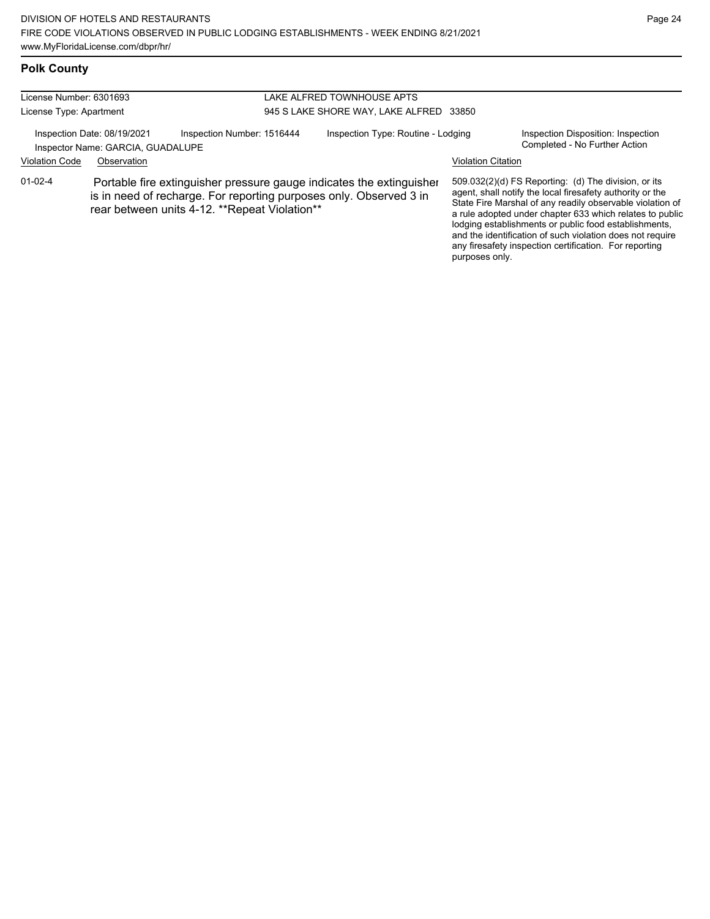## Polk County

| | |
|---|---|
| License Number: 6301693 | LAKE ALFRED TOWNHOUSE APTS |
| License Type: Apartment | 945 S LAKE SHORE WAY, LAKE ALFRED 33850 |

| Inspection Date: 08/19/2021 | Inspection Number: 1516444 | Inspection Type: Routine - Lodging | Inspection Disposition: Inspection Completed - No Further Action |
|---|---|---|---|
| Inspector Name: GARCIA, GUADALUPE | | | |

| Violation Code | Observation | Violation Citation |
|---|---|---|
| 01-02-4 | Portable fire extinguisher pressure gauge indicates the extinguisher is in need of recharge. For reporting purposes only. Observed 3 in rear between units 4-12. **Repeat Violation** | 509.032(2)(d) FS Reporting: (d) The division, or its agent, shall notify the local firesafety authority or the State Fire Marshal of any readily observable violation of a rule adopted under chapter 633 which relates to public lodging establishments or public food establishments, and the identification of such violation does not require any firesafety inspection certification. For reporting purposes only. |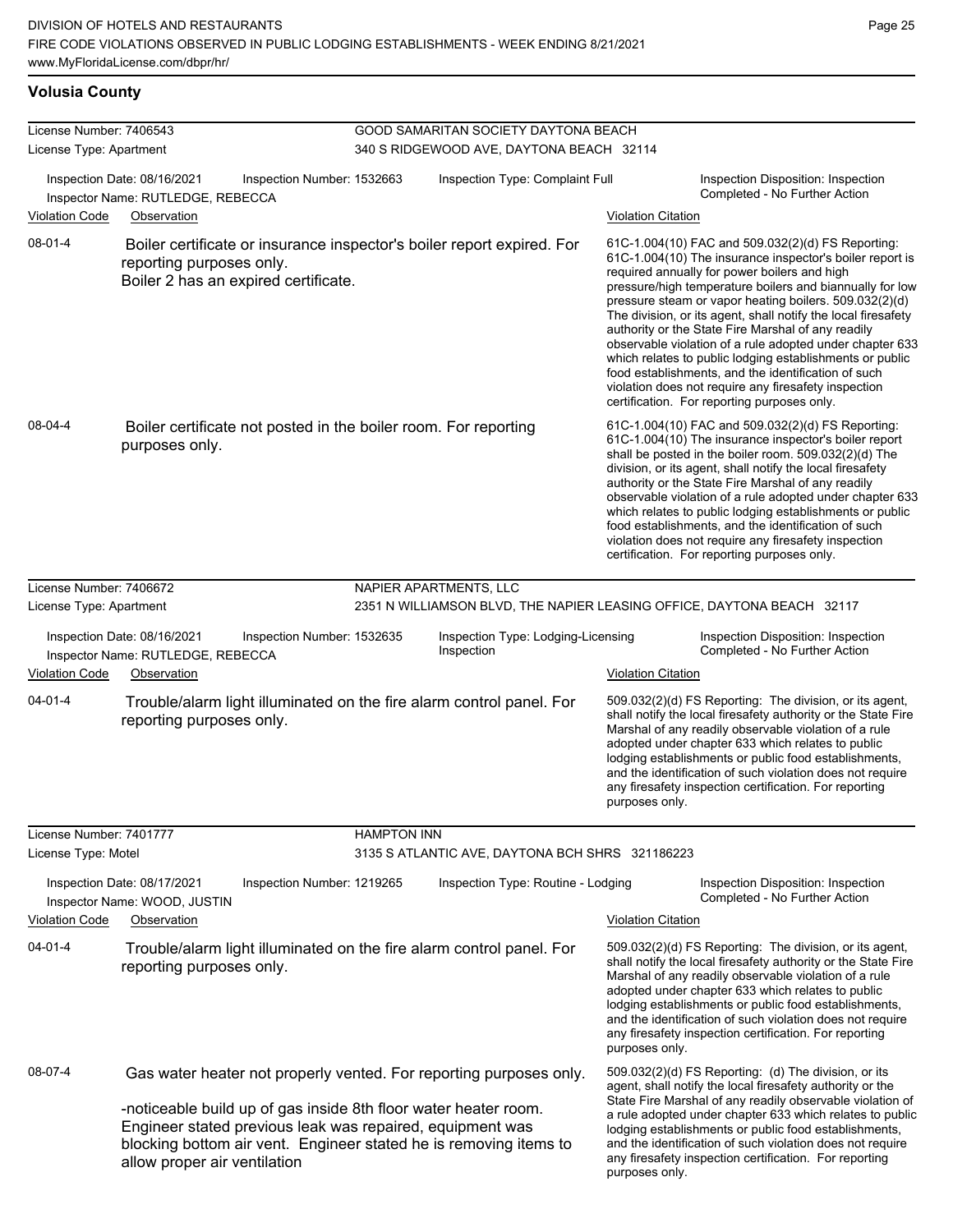## Volusia County

**License Number:** 7406543
**License Type:** Apartment

**GOOD SAMARITAN SOCIETY DAYTONA BEACH**
340 S RIDGEWOOD AVE, DAYTONA BEACH 32114

Inspection Date: 08/16/2021 | Inspection Number: 1532663 | Inspection Type: Complaint Full | Inspection Disposition: Inspection Completed - No Further Action
Inspector Name: RUTLEDGE, REBECCA

| Violation Code | Observation | Violation Citation |
| --- | --- | --- |
| 08-01-4 | Boiler certificate or insurance inspector's boiler report expired. For reporting purposes only. Boiler 2 has an expired certificate. | 61C-1.004(10) FAC and 509.032(2)(d) FS Reporting: 61C-1.004(10) The insurance inspector's boiler report is required annually for power boilers and high pressure/high temperature boilers and biannually for low pressure steam or vapor heating boilers. 509.032(2)(d) The division, or its agent, shall notify the local firesafety authority or the State Fire Marshal of any readily observable violation of a rule adopted under chapter 633 which relates to public lodging establishments or public food establishments, and the identification of such violation does not require any firesafety inspection certification. For reporting purposes only. |
| 08-04-4 | Boiler certificate not posted in the boiler room. For reporting purposes only. | 61C-1.004(10) FAC and 509.032(2)(d) FS Reporting: 61C-1.004(10) The insurance inspector's boiler report shall be posted in the boiler room. 509.032(2)(d) The division, or its agent, shall notify the local firesafety authority or the State Fire Marshal of any readily observable violation of a rule adopted under chapter 633 which relates to public lodging establishments or public food establishments, and the identification of such violation does not require any firesafety inspection certification. For reporting purposes only. |

**License Number:** 7406672
**License Type:** Apartment

**NAPIER APARTMENTS, LLC**
2351 N WILLIAMSON BLVD, THE NAPIER LEASING OFFICE, DAYTONA BEACH 32117

Inspection Date: 08/16/2021 | Inspection Number: 1532635 | Inspection Type: Lodging-Licensing Inspection | Inspection Disposition: Inspection Completed - No Further Action
Inspector Name: RUTLEDGE, REBECCA

| Violation Code | Observation | Violation Citation |
| --- | --- | --- |
| 04-01-4 | Trouble/alarm light illuminated on the fire alarm control panel. For reporting purposes only. | 509.032(2)(d) FS Reporting: The division, or its agent, shall notify the local firesafety authority or the State Fire Marshal of any readily observable violation of a rule adopted under chapter 633 which relates to public lodging establishments or public food establishments, and the identification of such violation does not require any firesafety inspection certification. For reporting purposes only. |

**License Number:** 7401777
**License Type:** Motel

**HAMPTON INN**
3135 S ATLANTIC AVE, DAYTONA BCH SHRS 321186223

Inspection Date: 08/17/2021 | Inspection Number: 1219265 | Inspection Type: Routine - Lodging | Inspection Disposition: Inspection Completed - No Further Action
Inspector Name: WOOD, JUSTIN

| Violation Code | Observation | Violation Citation |
| --- | --- | --- |
| 04-01-4 | Trouble/alarm light illuminated on the fire alarm control panel. For reporting purposes only. | 509.032(2)(d) FS Reporting: The division, or its agent, shall notify the local firesafety authority or the State Fire Marshal of any readily observable violation of a rule adopted under chapter 633 which relates to public lodging establishments or public food establishments, and the identification of such violation does not require any firesafety inspection certification. For reporting purposes only. |
| 08-07-4 | Gas water heater not properly vented. For reporting purposes only. -noticeable build up of gas inside 8th floor water heater room. Engineer stated previous leak was repaired, equipment was blocking bottom air vent. Engineer stated he is removing items to allow proper air ventilation | 509.032(2)(d) FS Reporting: (d) The division, or its agent, shall notify the local firesafety authority or the State Fire Marshal of any readily observable violation of a rule adopted under chapter 633 which relates to public lodging establishments or public food establishments, and the identification of such violation does not require any firesafety inspection certification. For reporting purposes only. |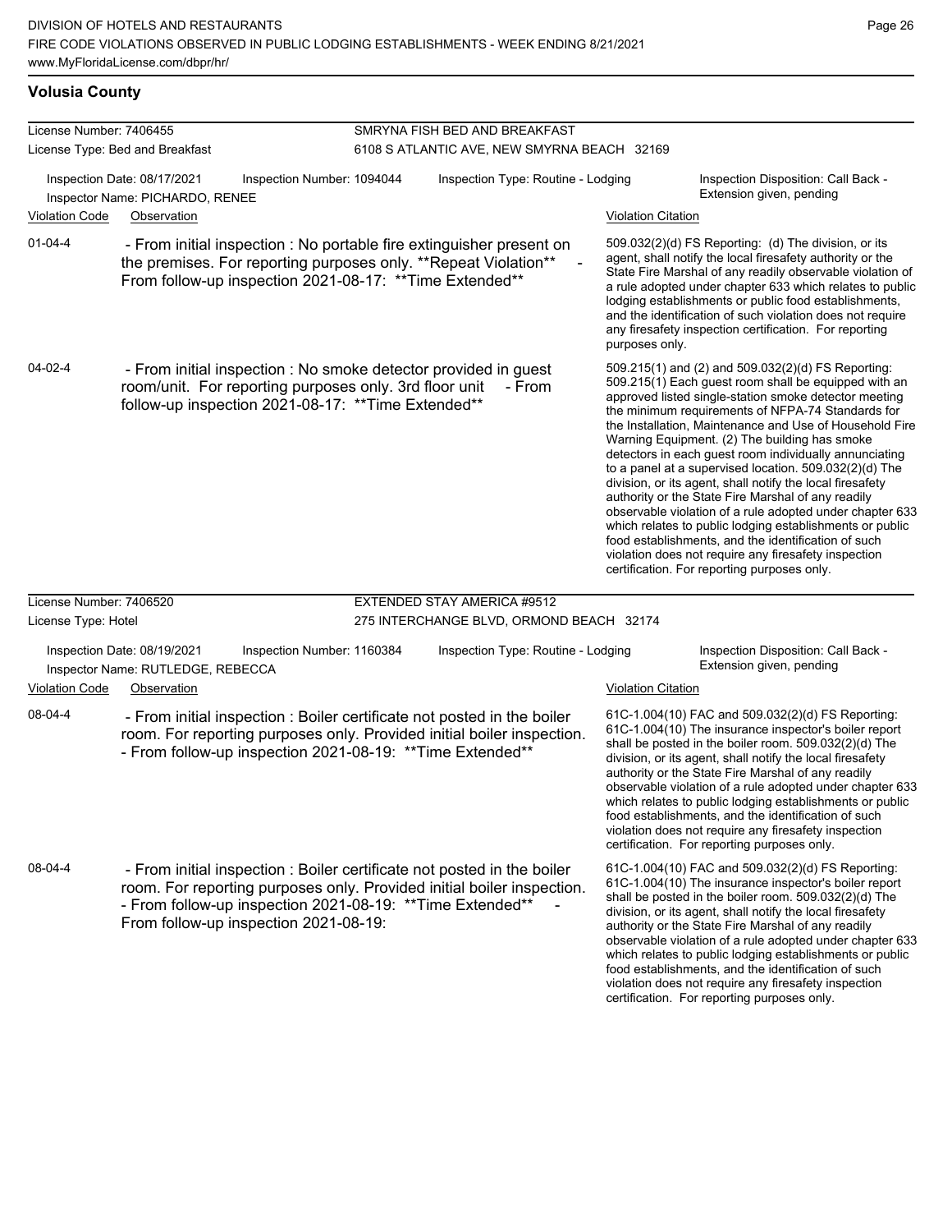## Volusia County

**License Number:** 7406455 | **SMRYNA FISH BED AND BREAKFAST**
**License Type:** Bed and Breakfast | 6108 S ATLANTIC AVE, NEW SMYRNA BEACH 32169

Inspection Date: 08/17/2021 | Inspection Number: 1094044 | Inspection Type: Routine - Lodging | Inspection Disposition: Call Back - Extension given, pending
Inspector Name: PICHARDO, RENEE

| Violation Code | Observation | Violation Citation |
| --- | --- | --- |
| 01-04-4 | - From initial inspection : No portable fire extinguisher present on the premises. For reporting purposes only. **Repeat Violation** - From follow-up inspection 2021-08-17: **Time Extended** | 509.032(2)(d) FS Reporting: (d) The division, or its agent, shall notify the local firesafety authority or the State Fire Marshal of any readily observable violation of a rule adopted under chapter 633 which relates to public lodging establishments or public food establishments, and the identification of such violation does not require any firesafety inspection certification. For reporting purposes only. |
| 04-02-4 | - From initial inspection : No smoke detector provided in guest room/unit. For reporting purposes only. 3rd floor unit - From follow-up inspection 2021-08-17: **Time Extended** | 509.215(1) and (2) and 509.032(2)(d) FS Reporting: 509.215(1) Each guest room shall be equipped with an approved listed single-station smoke detector meeting the minimum requirements of NFPA-74 Standards for the Installation, Maintenance and Use of Household Fire Warning Equipment. (2) The building has smoke detectors in each guest room individually annunciating to a panel at a supervised location. 509.032(2)(d) The division, or its agent, shall notify the local firesafety authority or the State Fire Marshal of any readily observable violation of a rule adopted under chapter 633 which relates to public lodging establishments or public food establishments, and the identification of such violation does not require any firesafety inspection certification. For reporting purposes only. |

**License Number:** 7406520 | **EXTENDED STAY AMERICA #9512**
**License Type:** Hotel | 275 INTERCHANGE BLVD, ORMOND BEACH 32174

Inspection Date: 08/19/2021 | Inspection Number: 1160384 | Inspection Type: Routine - Lodging | Inspection Disposition: Call Back - Extension given, pending
Inspector Name: RUTLEDGE, REBECCA

| Violation Code | Observation | Violation Citation |
| --- | --- | --- |
| 08-04-4 | - From initial inspection : Boiler certificate not posted in the boiler room. For reporting purposes only. Provided initial boiler inspection. - From follow-up inspection 2021-08-19: **Time Extended** | 61C-1.004(10) FAC and 509.032(2)(d) FS Reporting: 61C-1.004(10) The insurance inspector's boiler report shall be posted in the boiler room. 509.032(2)(d) The division, or its agent, shall notify the local firesafety authority or the State Fire Marshal of any readily observable violation of a rule adopted under chapter 633 which relates to public lodging establishments or public food establishments, and the identification of such violation does not require any firesafety inspection certification. For reporting purposes only. |
| 08-04-4 | - From initial inspection : Boiler certificate not posted in the boiler room. For reporting purposes only. Provided initial boiler inspection. - From follow-up inspection 2021-08-19: **Time Extended** - From follow-up inspection 2021-08-19: | 61C-1.004(10) FAC and 509.032(2)(d) FS Reporting: 61C-1.004(10) The insurance inspector's boiler report shall be posted in the boiler room. 509.032(2)(d) The division, or its agent, shall notify the local firesafety authority or the State Fire Marshal of any readily observable violation of a rule adopted under chapter 633 which relates to public lodging establishments or public food establishments, and the identification of such violation does not require any firesafety inspection certification. For reporting purposes only. |